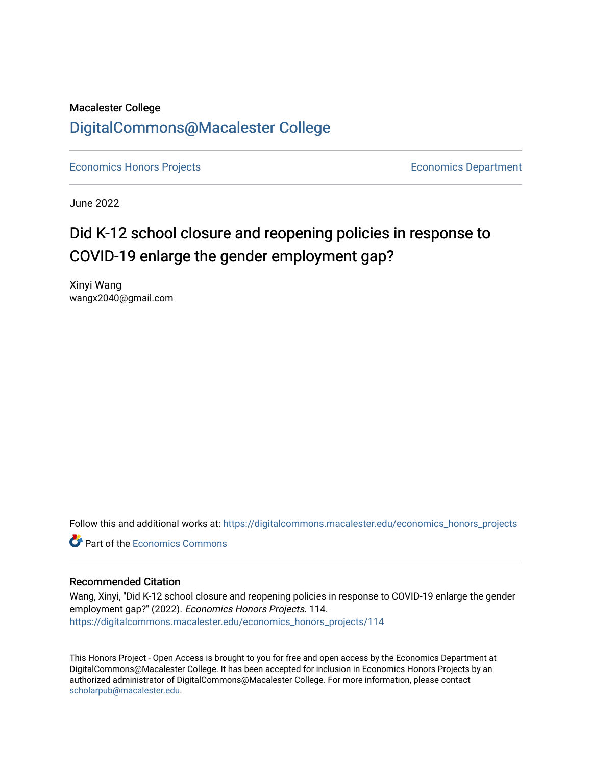Macalester College

# DigitalCommons@Macalester College

Economics Honors Projects | Economics Department

June 2022

## Did K-12 school closure and reopening policies in response to COVID-19 enlarge the gender employment gap?

Xinyi Wang
wangx2040@gmail.com

Follow this and additional works at: https://digitalcommons.macalester.edu/economics_honors_projects

Part of the Economics Commons

### Recommended Citation

Wang, Xinyi, "Did K-12 school closure and reopening policies in response to COVID-19 enlarge the gender employment gap?" (2022). *Economics Honors Projects*. 114.
https://digitalcommons.macalester.edu/economics_honors_projects/114

This Honors Project - Open Access is brought to you for free and open access by the Economics Department at DigitalCommons@Macalester College. It has been accepted for inclusion in Economics Honors Projects by an authorized administrator of DigitalCommons@Macalester College. For more information, please contact scholarpub@macalester.edu.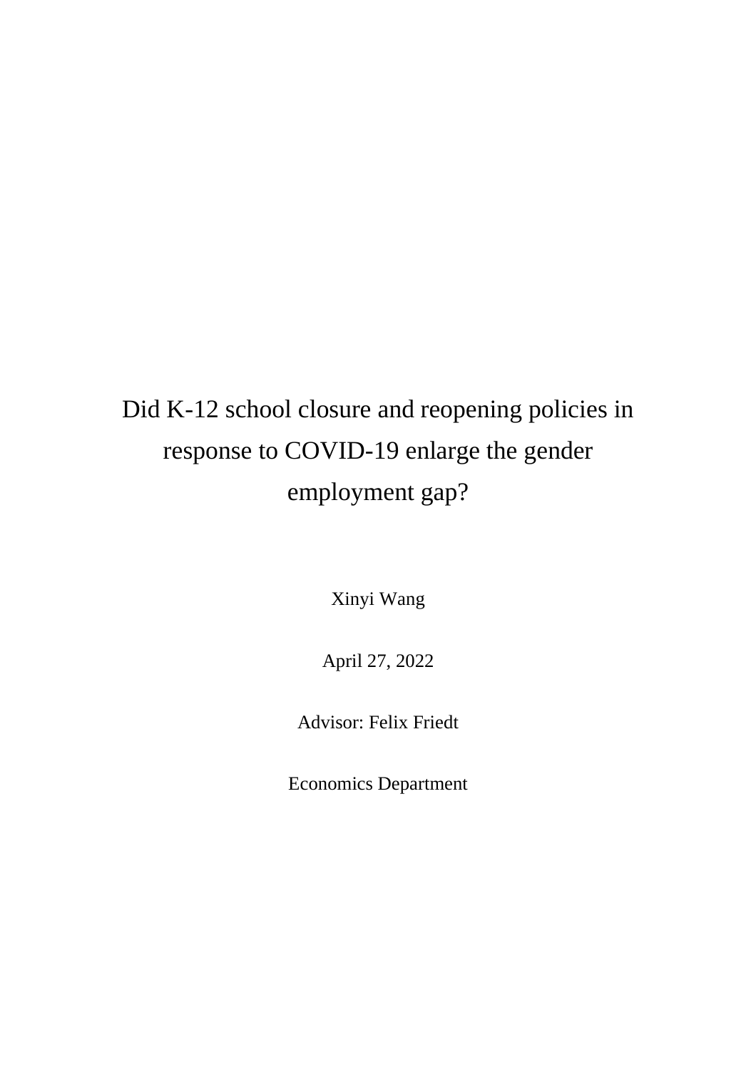# Did K-12 school closure and reopening policies in response to COVID-19 enlarge the gender employment gap?

Xinyi Wang

April 27, 2022

Advisor: Felix Friedt

Economics Department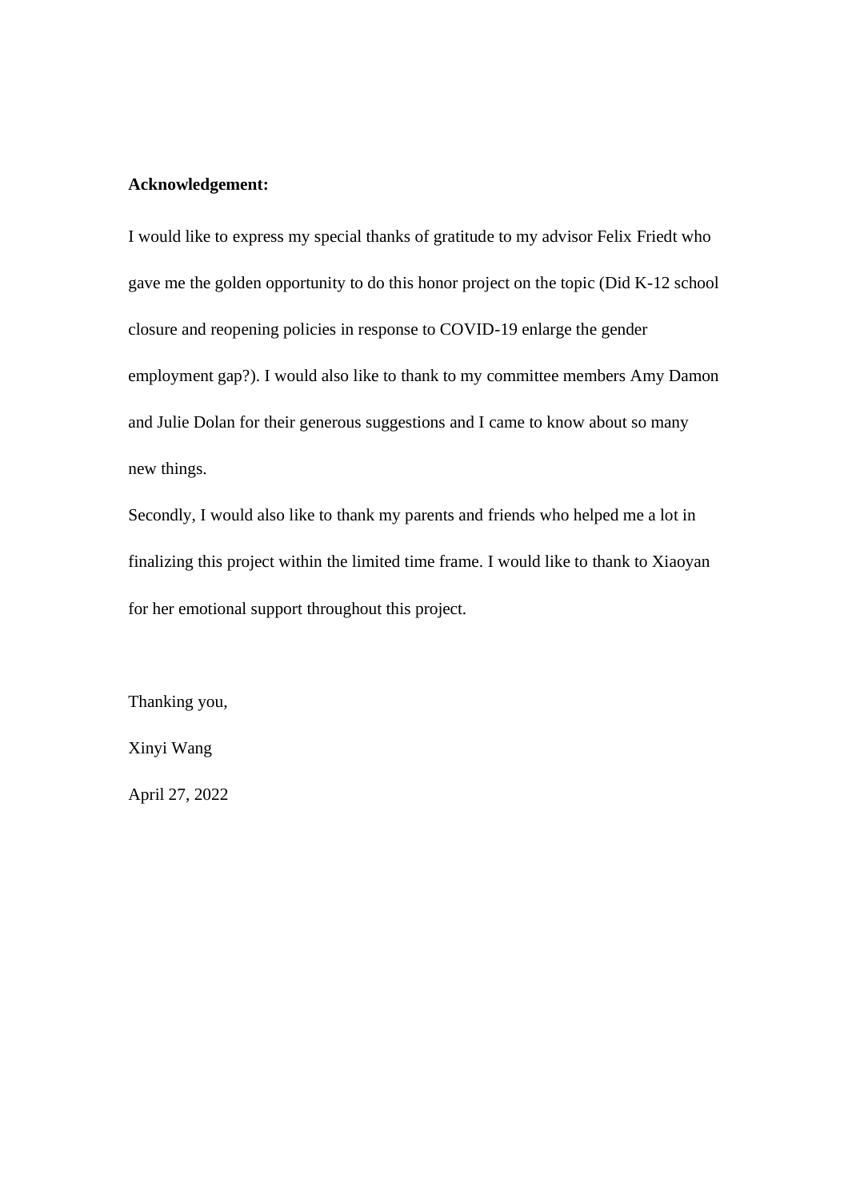**Acknowledgement:**

I would like to express my special thanks of gratitude to my advisor Felix Friedt who gave me the golden opportunity to do this honor project on the topic (Did K-12 school closure and reopening policies in response to COVID-19 enlarge the gender employment gap?). I would also like to thank to my committee members Amy Damon and Julie Dolan for their generous suggestions and I came to know about so many new things.

Secondly, I would also like to thank my parents and friends who helped me a lot in finalizing this project within the limited time frame. I would like to thank to Xiaoyan for her emotional support throughout this project.

Thanking you,

Xinyi Wang

April 27, 2022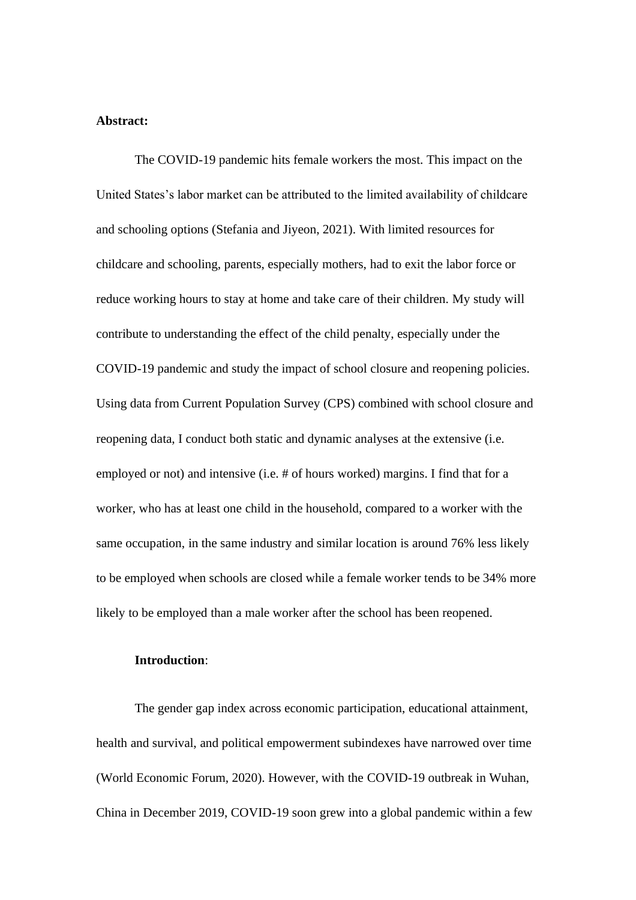**Abstract:**

The COVID-19 pandemic hits female workers the most. This impact on the United States's labor market can be attributed to the limited availability of childcare and schooling options (Stefania and Jiyeon, 2021). With limited resources for childcare and schooling, parents, especially mothers, had to exit the labor force or reduce working hours to stay at home and take care of their children. My study will contribute to understanding the effect of the child penalty, especially under the COVID-19 pandemic and study the impact of school closure and reopening policies. Using data from Current Population Survey (CPS) combined with school closure and reopening data, I conduct both static and dynamic analyses at the extensive (i.e. employed or not) and intensive (i.e. # of hours worked) margins. I find that for a worker, who has at least one child in the household, compared to a worker with the same occupation, in the same industry and similar location is around 76% less likely to be employed when schools are closed while a female worker tends to be 34% more likely to be employed than a male worker after the school has been reopened.

**Introduction**:

The gender gap index across economic participation, educational attainment, health and survival, and political empowerment subindexes have narrowed over time (World Economic Forum, 2020). However, with the COVID-19 outbreak in Wuhan, China in December 2019, COVID-19 soon grew into a global pandemic within a few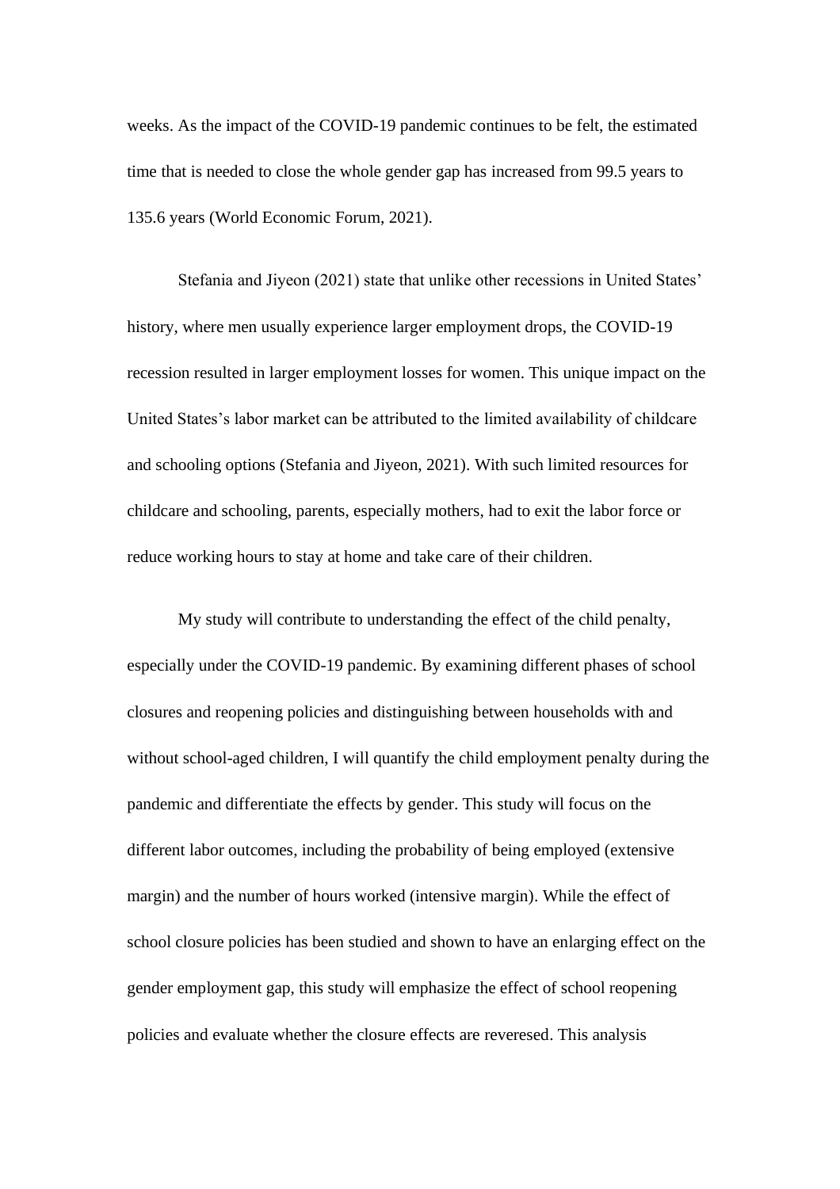weeks. As the impact of the COVID-19 pandemic continues to be felt, the estimated time that is needed to close the whole gender gap has increased from 99.5 years to 135.6 years (World Economic Forum, 2021).

Stefania and Jiyeon (2021) state that unlike other recessions in United States' history, where men usually experience larger employment drops, the COVID-19 recession resulted in larger employment losses for women. This unique impact on the United States's labor market can be attributed to the limited availability of childcare and schooling options (Stefania and Jiyeon, 2021). With such limited resources for childcare and schooling, parents, especially mothers, had to exit the labor force or reduce working hours to stay at home and take care of their children.

My study will contribute to understanding the effect of the child penalty, especially under the COVID-19 pandemic. By examining different phases of school closures and reopening policies and distinguishing between households with and without school-aged children, I will quantify the child employment penalty during the pandemic and differentiate the effects by gender. This study will focus on the different labor outcomes, including the probability of being employed (extensive margin) and the number of hours worked (intensive margin). While the effect of school closure policies has been studied and shown to have an enlarging effect on the gender employment gap, this study will emphasize the effect of school reopening policies and evaluate whether the closure effects are reveresed. This analysis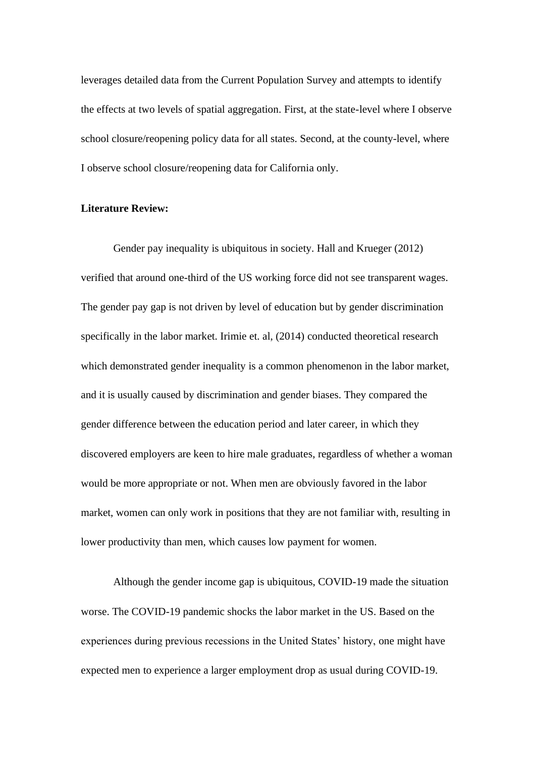leverages detailed data from the Current Population Survey and attempts to identify the effects at two levels of spatial aggregation. First, at the state-level where I observe school closure/reopening policy data for all states. Second, at the county-level, where I observe school closure/reopening data for California only.

**Literature Review:**

Gender pay inequality is ubiquitous in society. Hall and Krueger (2012) verified that around one-third of the US working force did not see transparent wages. The gender pay gap is not driven by level of education but by gender discrimination specifically in the labor market. Irimie et. al, (2014) conducted theoretical research which demonstrated gender inequality is a common phenomenon in the labor market, and it is usually caused by discrimination and gender biases. They compared the gender difference between the education period and later career, in which they discovered employers are keen to hire male graduates, regardless of whether a woman would be more appropriate or not. When men are obviously favored in the labor market, women can only work in positions that they are not familiar with, resulting in lower productivity than men, which causes low payment for women.

Although the gender income gap is ubiquitous, COVID-19 made the situation worse. The COVID-19 pandemic shocks the labor market in the US. Based on the experiences during previous recessions in the United States' history, one might have expected men to experience a larger employment drop as usual during COVID-19.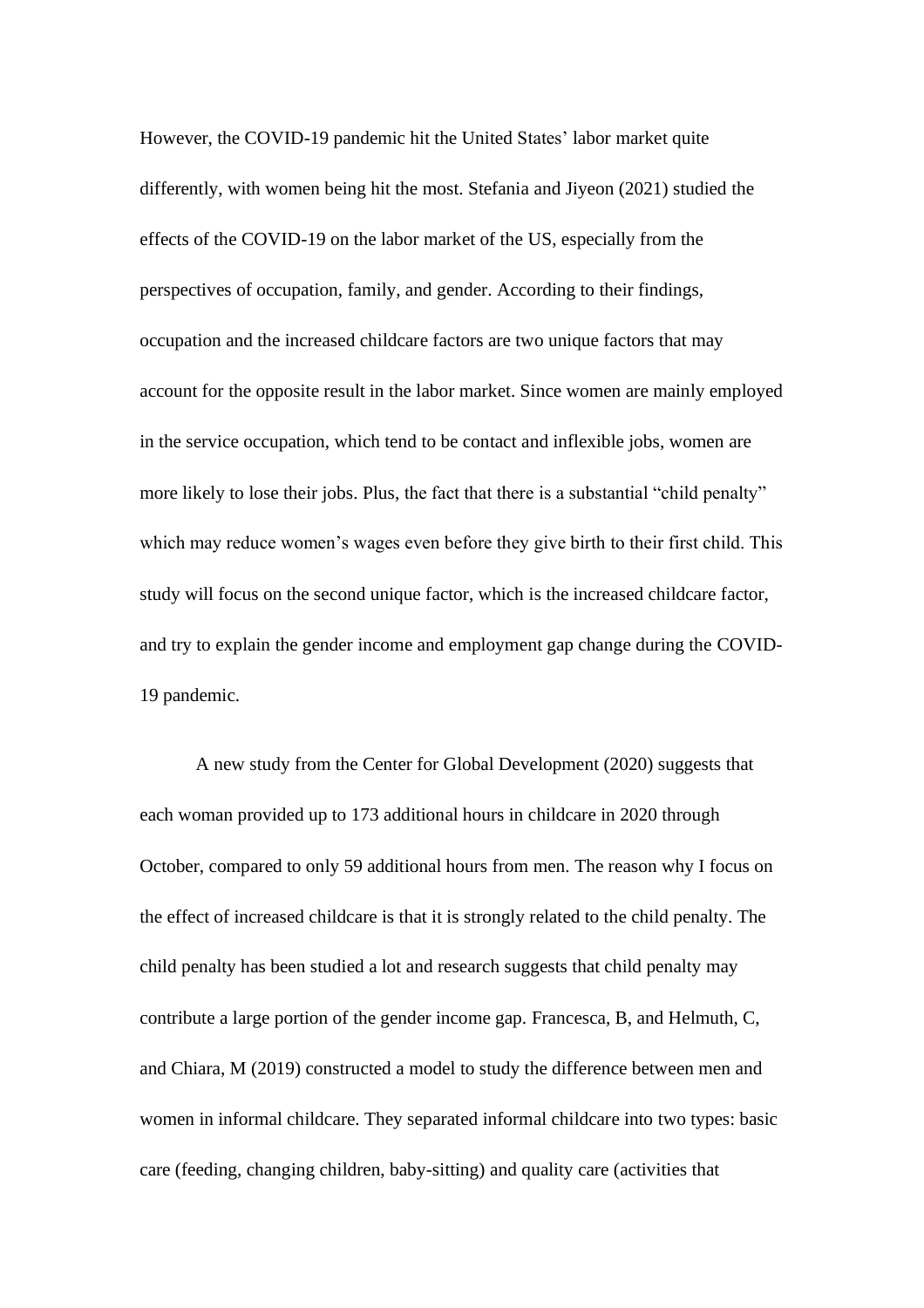However, the COVID-19 pandemic hit the United States' labor market quite differently, with women being hit the most. Stefania and Jiyeon (2021) studied the effects of the COVID-19 on the labor market of the US, especially from the perspectives of occupation, family, and gender. According to their findings, occupation and the increased childcare factors are two unique factors that may account for the opposite result in the labor market. Since women are mainly employed in the service occupation, which tend to be contact and inflexible jobs, women are more likely to lose their jobs. Plus, the fact that there is a substantial "child penalty" which may reduce women's wages even before they give birth to their first child. This study will focus on the second unique factor, which is the increased childcare factor, and try to explain the gender income and employment gap change during the COVID-19 pandemic.

A new study from the Center for Global Development (2020) suggests that each woman provided up to 173 additional hours in childcare in 2020 through October, compared to only 59 additional hours from men. The reason why I focus on the effect of increased childcare is that it is strongly related to the child penalty. The child penalty has been studied a lot and research suggests that child penalty may contribute a large portion of the gender income gap. Francesca, B, and Helmuth, C, and Chiara, M (2019) constructed a model to study the difference between men and women in informal childcare. They separated informal childcare into two types: basic care (feeding, changing children, baby-sitting) and quality care (activities that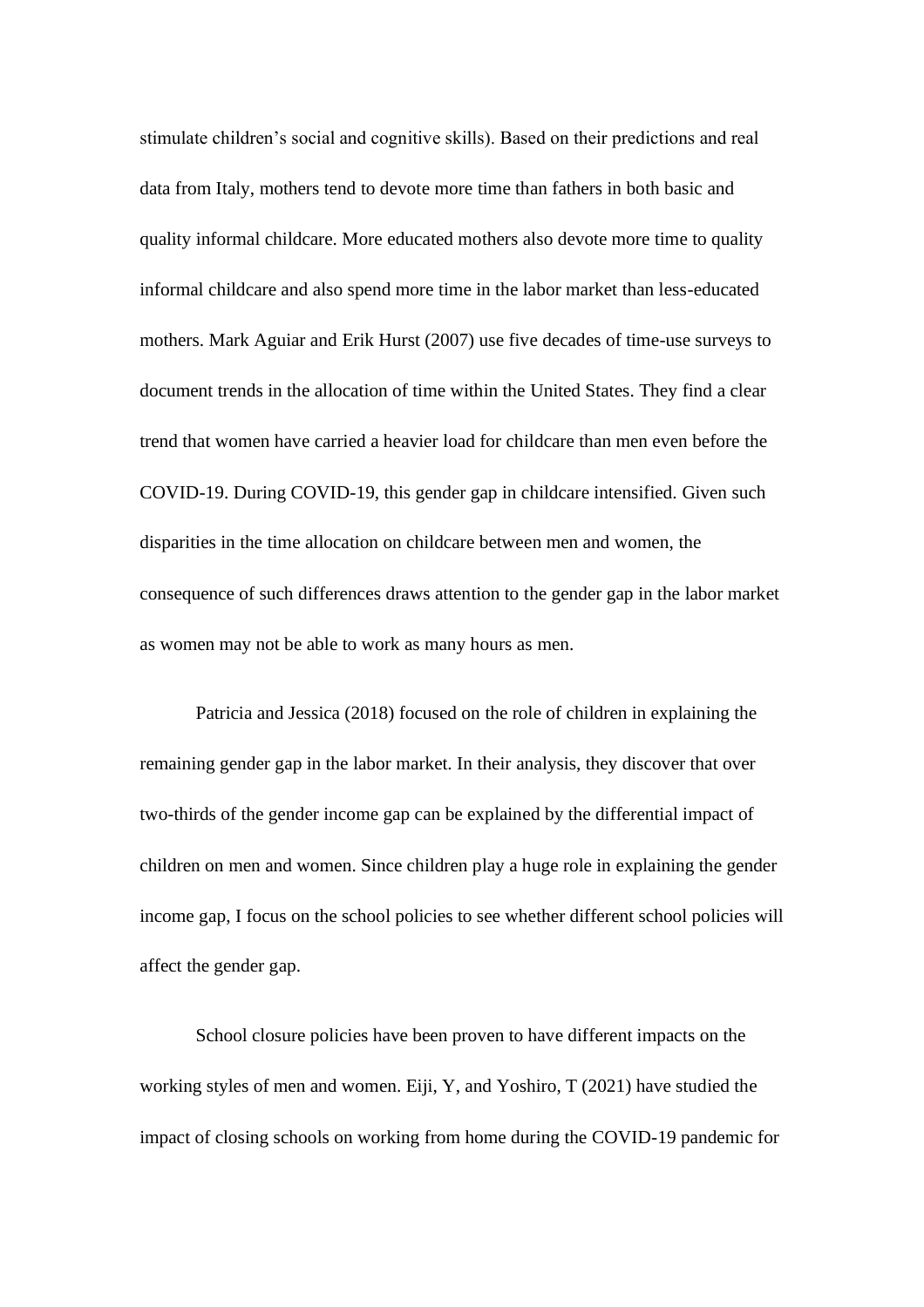stimulate children's social and cognitive skills). Based on their predictions and real data from Italy, mothers tend to devote more time than fathers in both basic and quality informal childcare. More educated mothers also devote more time to quality informal childcare and also spend more time in the labor market than less-educated mothers. Mark Aguiar and Erik Hurst (2007) use five decades of time-use surveys to document trends in the allocation of time within the United States. They find a clear trend that women have carried a heavier load for childcare than men even before the COVID-19. During COVID-19, this gender gap in childcare intensified. Given such disparities in the time allocation on childcare between men and women, the consequence of such differences draws attention to the gender gap in the labor market as women may not be able to work as many hours as men.

Patricia and Jessica (2018) focused on the role of children in explaining the remaining gender gap in the labor market. In their analysis, they discover that over two-thirds of the gender income gap can be explained by the differential impact of children on men and women. Since children play a huge role in explaining the gender income gap, I focus on the school policies to see whether different school policies will affect the gender gap.

School closure policies have been proven to have different impacts on the working styles of men and women. Eiji, Y, and Yoshiro, T (2021) have studied the impact of closing schools on working from home during the COVID-19 pandemic for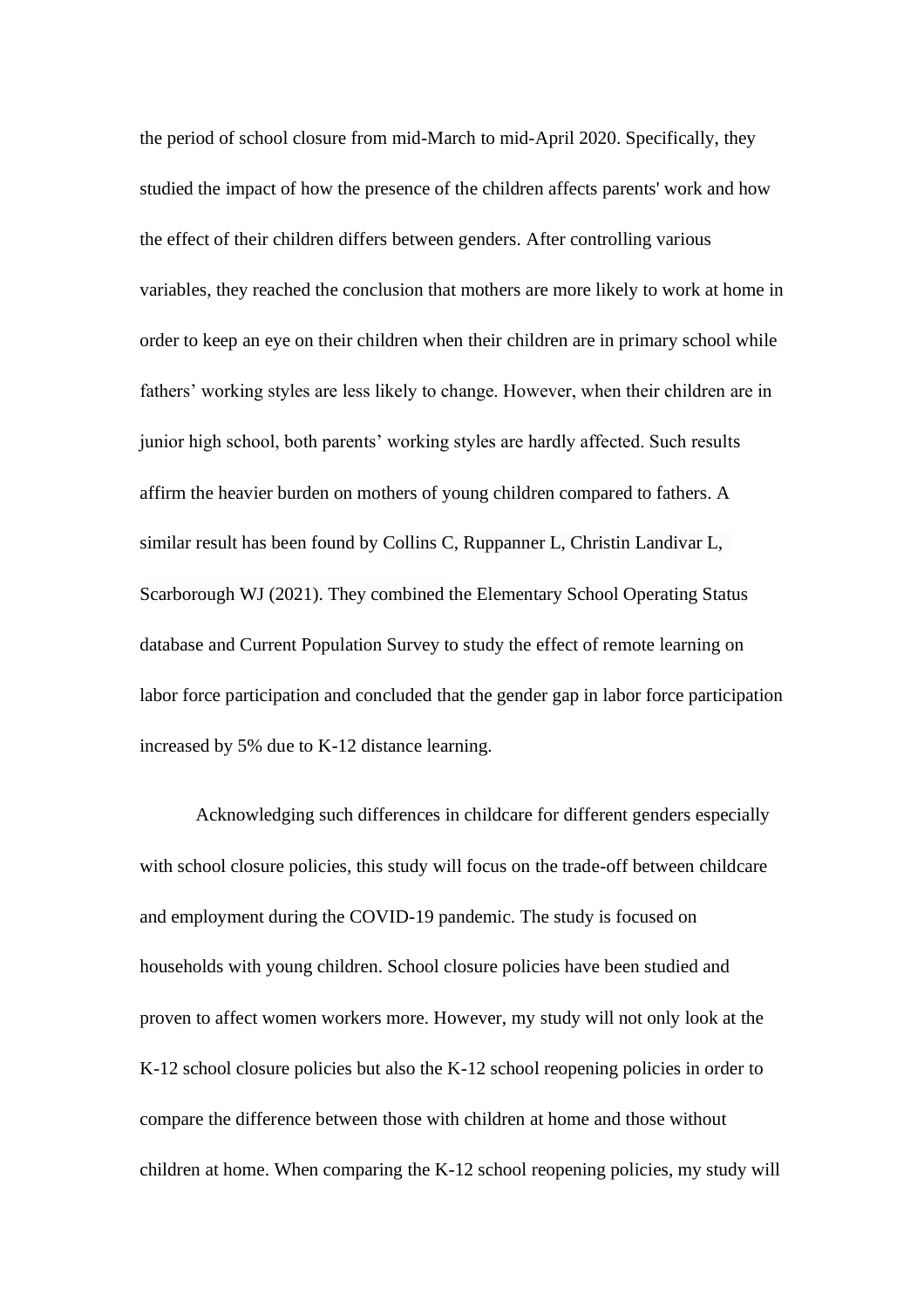the period of school closure from mid-March to mid-April 2020. Specifically, they studied the impact of how the presence of the children affects parents' work and how the effect of their children differs between genders. After controlling various variables, they reached the conclusion that mothers are more likely to work at home in order to keep an eye on their children when their children are in primary school while fathers' working styles are less likely to change. However, when their children are in junior high school, both parents' working styles are hardly affected. Such results affirm the heavier burden on mothers of young children compared to fathers. A similar result has been found by Collins C, Ruppanner L, Christin Landivar L, Scarborough WJ (2021). They combined the Elementary School Operating Status database and Current Population Survey to study the effect of remote learning on labor force participation and concluded that the gender gap in labor force participation increased by 5% due to K-12 distance learning.

Acknowledging such differences in childcare for different genders especially with school closure policies, this study will focus on the trade-off between childcare and employment during the COVID-19 pandemic. The study is focused on households with young children. School closure policies have been studied and proven to affect women workers more. However, my study will not only look at the K-12 school closure policies but also the K-12 school reopening policies in order to compare the difference between those with children at home and those without children at home. When comparing the K-12 school reopening policies, my study will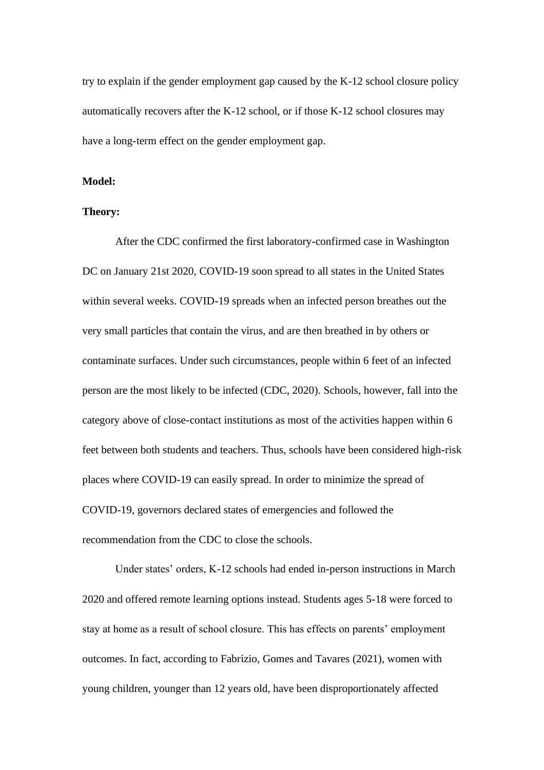try to explain if the gender employment gap caused by the K-12 school closure policy automatically recovers after the K-12 school, or if those K-12 school closures may have a long-term effect on the gender employment gap.

**Model:**

**Theory:**

After the CDC confirmed the first laboratory-confirmed case in Washington DC on January 21st 2020, COVID-19 soon spread to all states in the United States within several weeks. COVID-19 spreads when an infected person breathes out the very small particles that contain the virus, and are then breathed in by others or contaminate surfaces. Under such circumstances, people within 6 feet of an infected person are the most likely to be infected (CDC, 2020). Schools, however, fall into the category above of close-contact institutions as most of the activities happen within 6 feet between both students and teachers. Thus, schools have been considered high-risk places where COVID-19 can easily spread. In order to minimize the spread of COVID-19, governors declared states of emergencies and followed the recommendation from the CDC to close the schools.

Under states' orders, K-12 schools had ended in-person instructions in March 2020 and offered remote learning options instead. Students ages 5-18 were forced to stay at home as a result of school closure. This has effects on parents' employment outcomes. In fact, according to Fabrizio, Gomes and Tavares (2021), women with young children, younger than 12 years old, have been disproportionately affected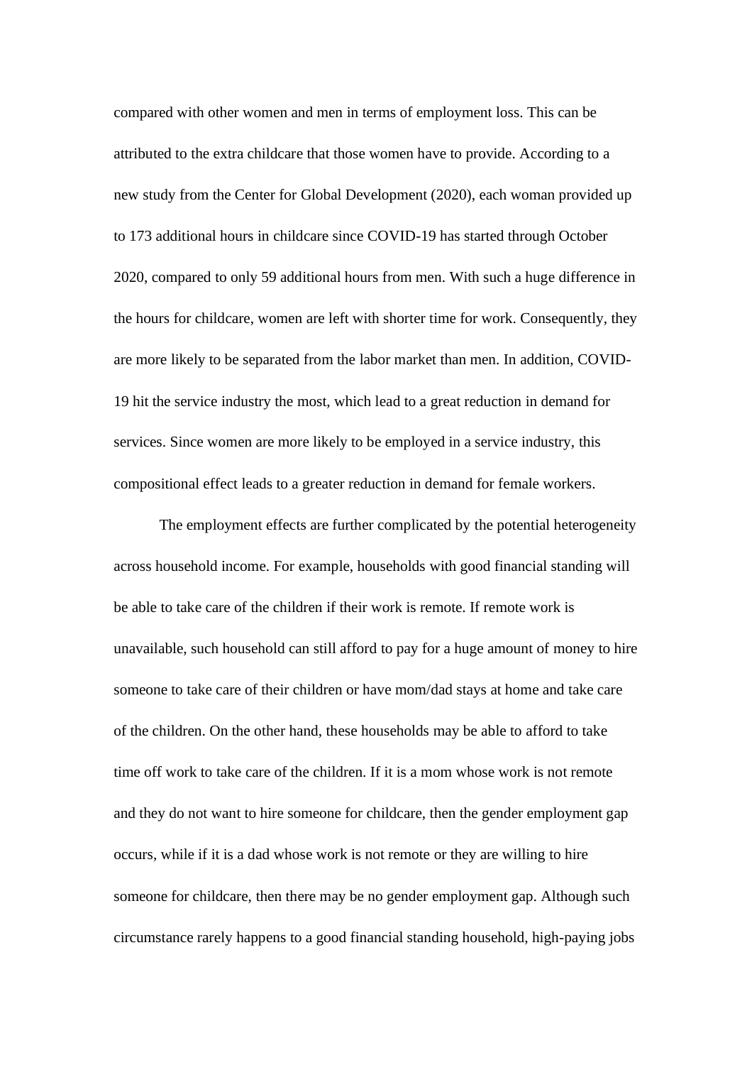compared with other women and men in terms of employment loss. This can be attributed to the extra childcare that those women have to provide. According to a new study from the Center for Global Development (2020), each woman provided up to 173 additional hours in childcare since COVID-19 has started through October 2020, compared to only 59 additional hours from men. With such a huge difference in the hours for childcare, women are left with shorter time for work. Consequently, they are more likely to be separated from the labor market than men. In addition, COVID-19 hit the service industry the most, which lead to a great reduction in demand for services. Since women are more likely to be employed in a service industry, this compositional effect leads to a greater reduction in demand for female workers.

The employment effects are further complicated by the potential heterogeneity across household income. For example, households with good financial standing will be able to take care of the children if their work is remote. If remote work is unavailable, such household can still afford to pay for a huge amount of money to hire someone to take care of their children or have mom/dad stays at home and take care of the children. On the other hand, these households may be able to afford to take time off work to take care of the children. If it is a mom whose work is not remote and they do not want to hire someone for childcare, then the gender employment gap occurs, while if it is a dad whose work is not remote or they are willing to hire someone for childcare, then there may be no gender employment gap. Although such circumstance rarely happens to a good financial standing household, high-paying jobs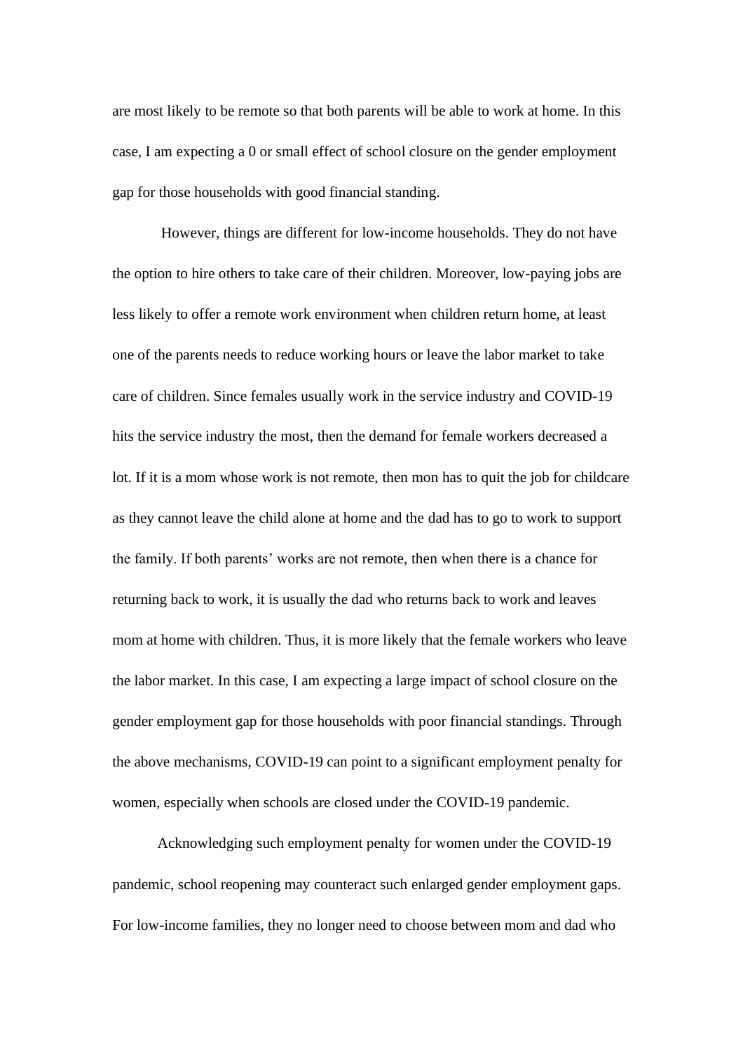are most likely to be remote so that both parents will be able to work at home. In this case, I am expecting a 0 or small effect of school closure on the gender employment gap for those households with good financial standing.

However, things are different for low-income households. They do not have the option to hire others to take care of their children. Moreover, low-paying jobs are less likely to offer a remote work environment when children return home, at least one of the parents needs to reduce working hours or leave the labor market to take care of children. Since females usually work in the service industry and COVID-19 hits the service industry the most, then the demand for female workers decreased a lot. If it is a mom whose work is not remote, then mon has to quit the job for childcare as they cannot leave the child alone at home and the dad has to go to work to support the family. If both parents' works are not remote, then when there is a chance for returning back to work, it is usually the dad who returns back to work and leaves mom at home with children. Thus, it is more likely that the female workers who leave the labor market. In this case, I am expecting a large impact of school closure on the gender employment gap for those households with poor financial standings. Through the above mechanisms, COVID-19 can point to a significant employment penalty for women, especially when schools are closed under the COVID-19 pandemic.

Acknowledging such employment penalty for women under the COVID-19 pandemic, school reopening may counteract such enlarged gender employment gaps. For low-income families, they no longer need to choose between mom and dad who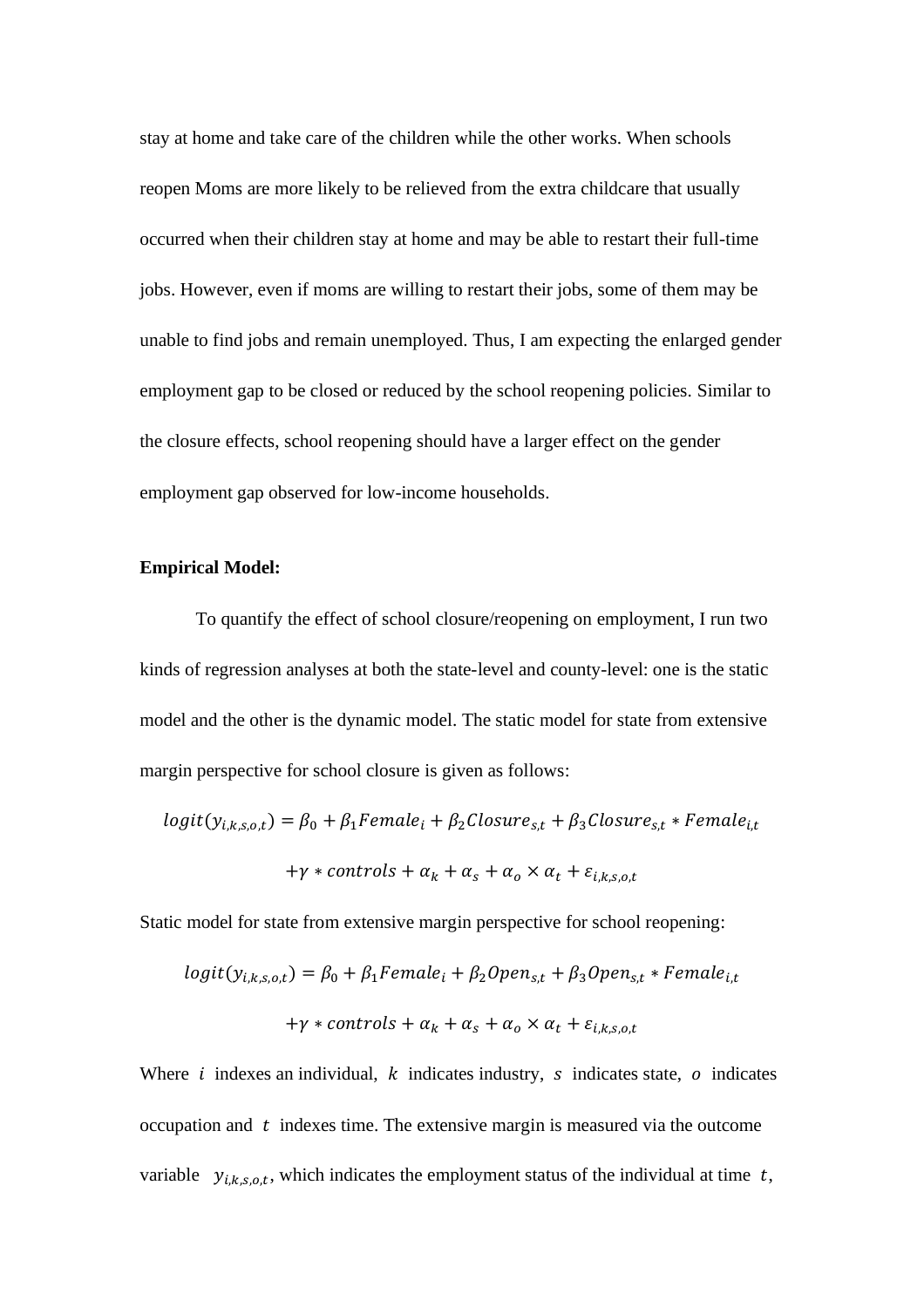stay at home and take care of the children while the other works. When schools reopen Moms are more likely to be relieved from the extra childcare that usually occurred when their children stay at home and may be able to restart their full-time jobs. However, even if moms are willing to restart their jobs, some of them may be unable to find jobs and remain unemployed. Thus, I am expecting the enlarged gender employment gap to be closed or reduced by the school reopening policies. Similar to the closure effects, school reopening should have a larger effect on the gender employment gap observed for low-income households.

**Empirical Model:**

To quantify the effect of school closure/reopening on employment, I run two kinds of regression analyses at both the state-level and county-level: one is the static model and the other is the dynamic model. The static model for state from extensive margin perspective for school closure is given as follows:

$$logit(y_{i,k,s,o,t}) = \beta_0 + \beta_1 Female_i + \beta_2 Closure_{s,t} + \beta_3 Closure_{s,t} * Female_{i,t}$$

$$+\gamma * controls + \alpha_k + \alpha_s + \alpha_o \times \alpha_t + \varepsilon_{i,k,s,o,t}$$

Static model for state from extensive margin perspective for school reopening:

$$logit(y_{i,k,s,o,t}) = \beta_0 + \beta_1 Female_i + \beta_2 Open_{s,t} + \beta_3 Open_{s,t} * Female_{i,t}$$

$$+\gamma * controls + \alpha_k + \alpha_s + \alpha_o \times \alpha_t + \varepsilon_{i,k,s,o,t}$$

Where $i$ indexes an individual, $k$ indicates industry, $s$ indicates state, $o$ indicates occupation and $t$ indexes time. The extensive margin is measured via the outcome variable $y_{i,k,s,o,t}$, which indicates the employment status of the individual at time $t$,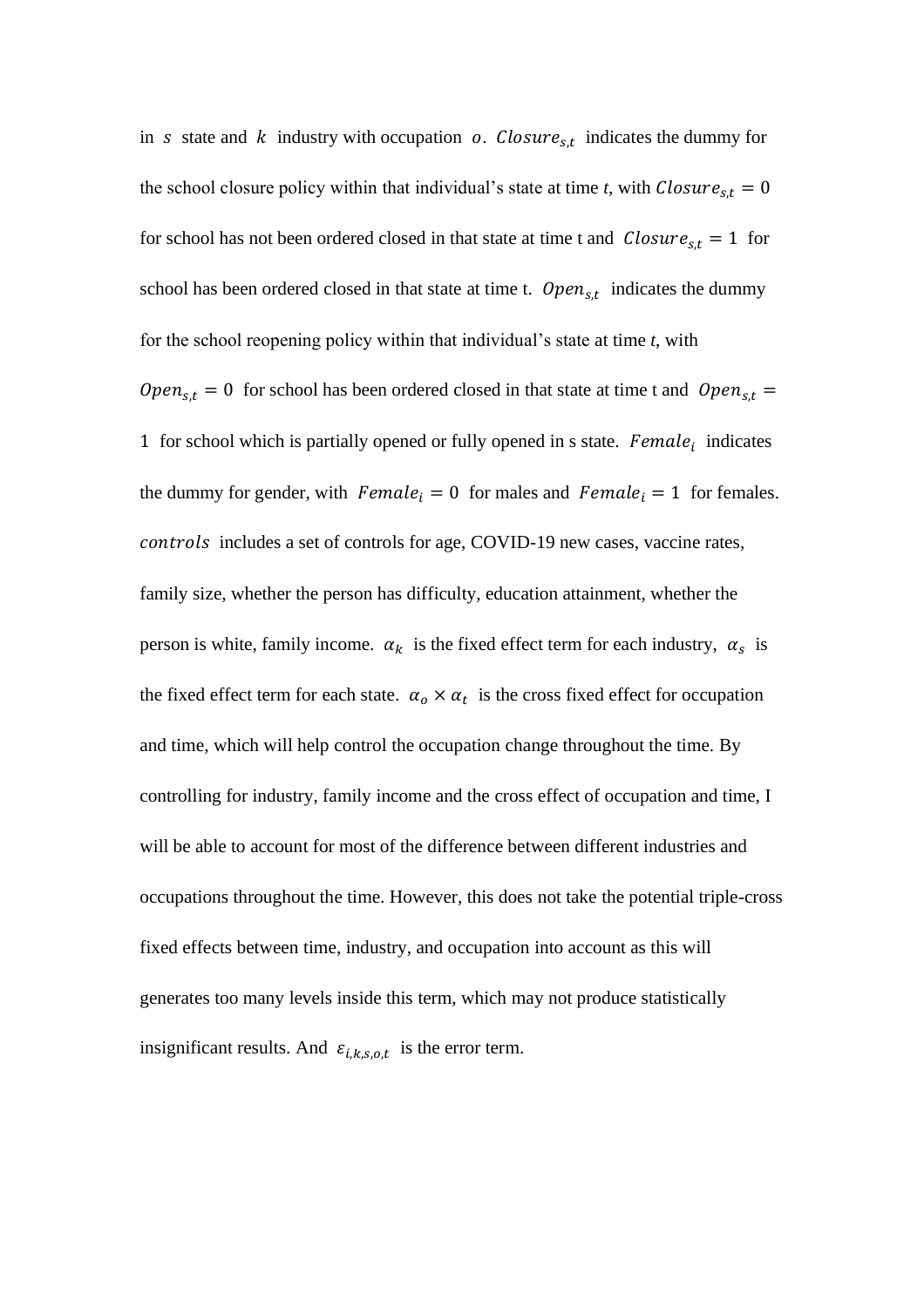in $s$ state and $k$ industry with occupation $o$. $Closure_{s,t}$ indicates the dummy for the school closure policy within that individual's state at time *t*, with $Closure_{s,t} = 0$ for school has not been ordered closed in that state at time t and $Closure_{s,t} = 1$ for school has been ordered closed in that state at time t. $Open_{s,t}$ indicates the dummy for the school reopening policy within that individual's state at time *t*, with $Open_{s,t} = 0$ for school has been ordered closed in that state at time t and $Open_{s,t} = 1$ for school which is partially opened or fully opened in s state. $Female_i$ indicates the dummy for gender, with $Female_i = 0$ for males and $Female_i = 1$ for females. $controls$ includes a set of controls for age, COVID-19 new cases, vaccine rates, family size, whether the person has difficulty, education attainment, whether the person is white, family income. $\alpha_k$ is the fixed effect term for each industry, $\alpha_s$ is the fixed effect term for each state. $\alpha_o \times \alpha_t$ is the cross fixed effect for occupation and time, which will help control the occupation change throughout the time. By controlling for industry, family income and the cross effect of occupation and time, I will be able to account for most of the difference between different industries and occupations throughout the time. However, this does not take the potential triple-cross fixed effects between time, industry, and occupation into account as this will generates too many levels inside this term, which may not produce statistically insignificant results. And $\varepsilon_{i,k,s,o,t}$ is the error term.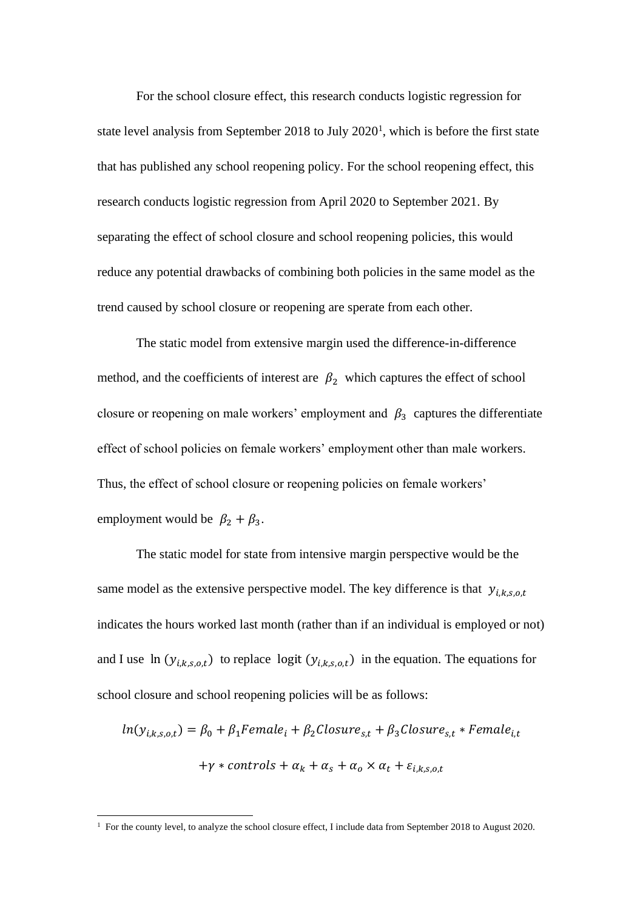For the school closure effect, this research conducts logistic regression for state level analysis from September 2018 to July 2020[1], which is before the first state that has published any school reopening policy. For the school reopening effect, this research conducts logistic regression from April 2020 to September 2021. By separating the effect of school closure and school reopening policies, this would reduce any potential drawbacks of combining both policies in the same model as the trend caused by school closure or reopening are sperate from each other.

The static model from extensive margin used the difference-in-difference method, and the coefficients of interest are $\beta_2$ which captures the effect of school closure or reopening on male workers' employment and $\beta_3$ captures the differentiate effect of school policies on female workers' employment other than male workers. Thus, the effect of school closure or reopening policies on female workers' employment would be $\beta_2 + \beta_3$.

The static model for state from intensive margin perspective would be the same model as the extensive perspective model. The key difference is that $y_{i,k,s,o,t}$ indicates the hours worked last month (rather than if an individual is employed or not) and I use $\ln(y_{i,k,s,o,t})$ to replace $\text{logit}(y_{i,k,s,o,t})$ in the equation. The equations for school closure and school reopening policies will be as follows:

$$ln(y_{i,k,s,o,t}) = \beta_0 + \beta_1 Female_i + \beta_2 Closure_{s,t} + \beta_3 Closure_{s,t} * Female_{i,t}$$
$$+\gamma * controls + \alpha_k + \alpha_s + \alpha_o \times \alpha_t + \varepsilon_{i,k,s,o,t}$$

[1] For the county level, to analyze the school closure effect, I include data from September 2018 to August 2020.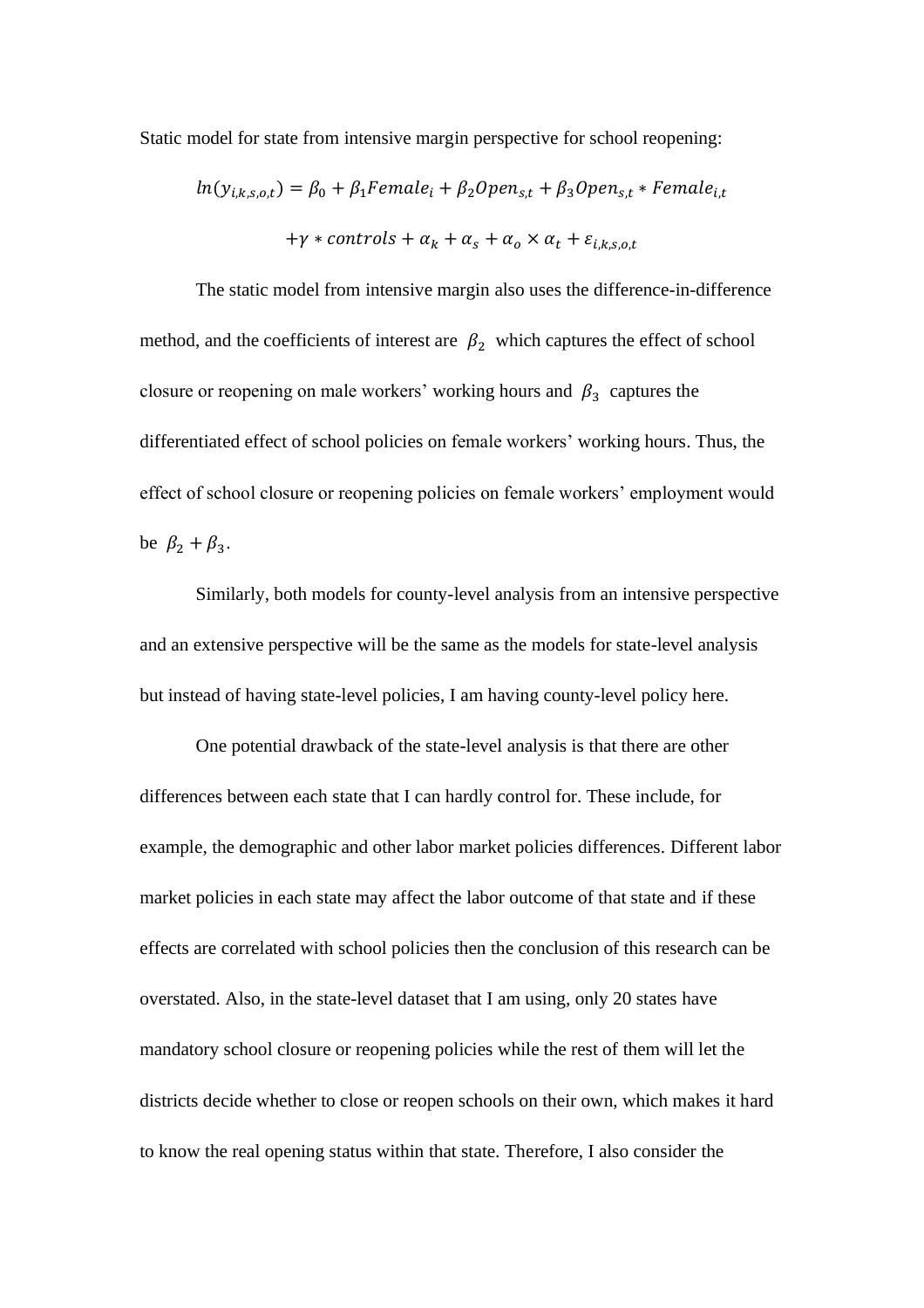Static model for state from intensive margin perspective for school reopening:

$$ln(y_{i,k,s,o,t}) = \beta_0 + \beta_1 Female_i + \beta_2 Open_{s,t} + \beta_3 Open_{s,t} * Female_{i,t}$$

$$+\gamma * controls + \alpha_k + \alpha_s + \alpha_o \times \alpha_t + \varepsilon_{i,k,s,o,t}$$

The static model from intensive margin also uses the difference-in-difference method, and the coefficients of interest are $\beta_2$ which captures the effect of school closure or reopening on male workers' working hours and $\beta_3$ captures the differentiated effect of school policies on female workers' working hours. Thus, the effect of school closure or reopening policies on female workers' employment would be $\beta_2 + \beta_3$.

Similarly, both models for county-level analysis from an intensive perspective and an extensive perspective will be the same as the models for state-level analysis but instead of having state-level policies, I am having county-level policy here.

One potential drawback of the state-level analysis is that there are other differences between each state that I can hardly control for. These include, for example, the demographic and other labor market policies differences. Different labor market policies in each state may affect the labor outcome of that state and if these effects are correlated with school policies then the conclusion of this research can be overstated. Also, in the state-level dataset that I am using, only 20 states have mandatory school closure or reopening policies while the rest of them will let the districts decide whether to close or reopen schools on their own, which makes it hard to know the real opening status within that state. Therefore, I also consider the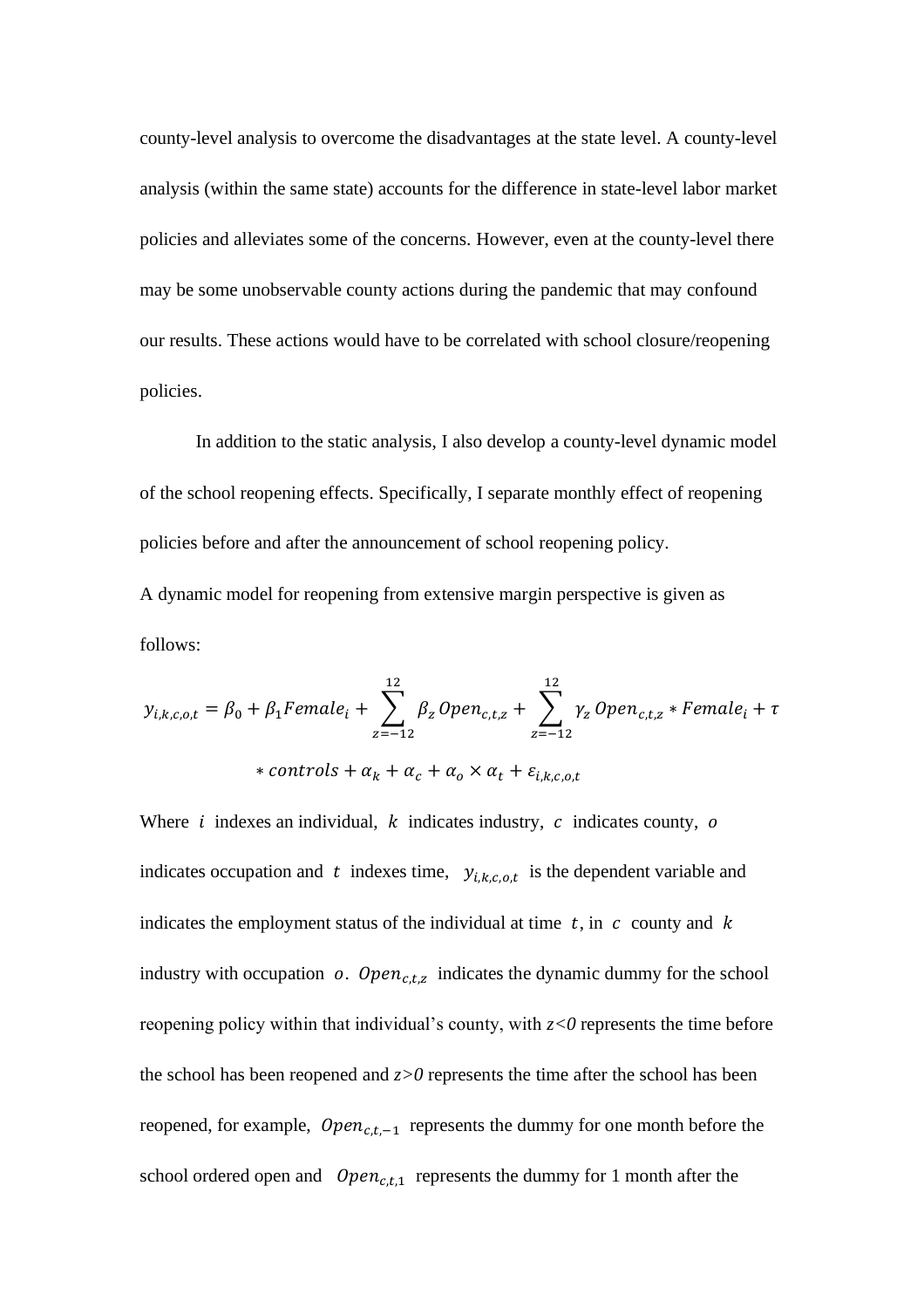county-level analysis to overcome the disadvantages at the state level. A county-level analysis (within the same state) accounts for the difference in state-level labor market policies and alleviates some of the concerns. However, even at the county-level there may be some unobservable county actions during the pandemic that may confound our results. These actions would have to be correlated with school closure/reopening policies.

In addition to the static analysis, I also develop a county-level dynamic model of the school reopening effects. Specifically, I separate monthly effect of reopening policies before and after the announcement of school reopening policy.

A dynamic model for reopening from extensive margin perspective is given as follows:

$$y_{i,k,c,o,t} = \beta_0 + \beta_1 Female_i + \sum_{z=-12}^{12} \beta_z \, Open_{c,t,z} + \sum_{z=-12}^{12} \gamma_z \, Open_{c,t,z} * Female_i + \tau * controls + \alpha_k + \alpha_c + \alpha_o \times \alpha_t + \varepsilon_{i,k,c,o,t}$$

Where $i$ indexes an individual, $k$ indicates industry, $c$ indicates county, $o$ indicates occupation and $t$ indexes time, $y_{i,k,c,o,t}$ is the dependent variable and indicates the employment status of the individual at time $t$, in $c$ county and $k$ industry with occupation $o$. $Open_{c,t,z}$ indicates the dynamic dummy for the school reopening policy within that individual's county, with $z<0$ represents the time before the school has been reopened and $z>0$ represents the time after the school has been reopened, for example, $Open_{c,t,-1}$ represents the dummy for one month before the school ordered open and $Open_{c,t,1}$ represents the dummy for 1 month after the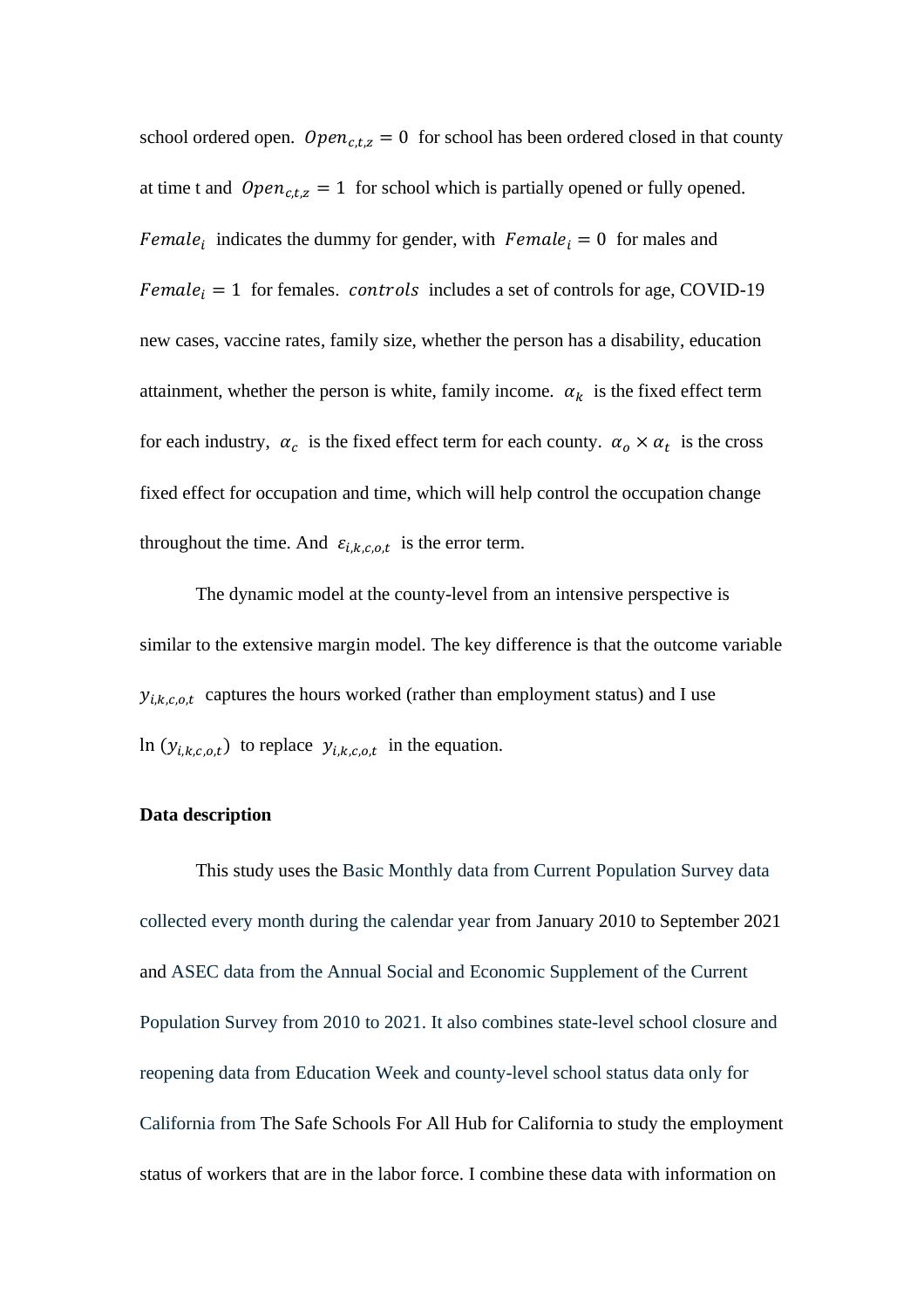school ordered open. $Open_{c,t,z} = 0$ for school has been ordered closed in that county at time t and $Open_{c,t,z} = 1$ for school which is partially opened or fully opened. $Female_i$ indicates the dummy for gender, with $Female_i = 0$ for males and $Female_i = 1$ for females. $controls$ includes a set of controls for age, COVID-19 new cases, vaccine rates, family size, whether the person has a disability, education attainment, whether the person is white, family income. $\alpha_k$ is the fixed effect term for each industry, $\alpha_c$ is the fixed effect term for each county. $\alpha_o \times \alpha_t$ is the cross fixed effect for occupation and time, which will help control the occupation change throughout the time. And $\varepsilon_{i,k,c,o,t}$ is the error term.

The dynamic model at the county-level from an intensive perspective is similar to the extensive margin model. The key difference is that the outcome variable $y_{i,k,c,o,t}$ captures the hours worked (rather than employment status) and I use $\ln(y_{i,k,c,o,t})$ to replace $y_{i,k,c,o,t}$ in the equation.

**Data description**

This study uses the Basic Monthly data from Current Population Survey data collected every month during the calendar year from January 2010 to September 2021 and ASEC data from the Annual Social and Economic Supplement of the Current Population Survey from 2010 to 2021. It also combines state-level school closure and reopening data from Education Week and county-level school status data only for California from The Safe Schools For All Hub for California to study the employment status of workers that are in the labor force. I combine these data with information on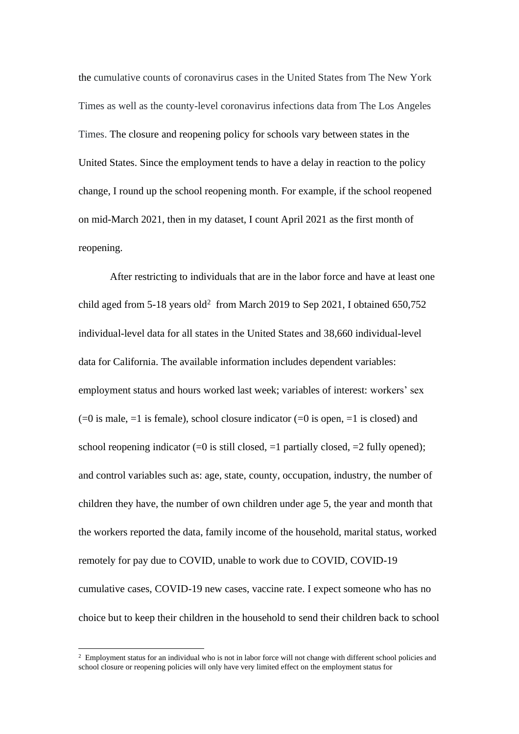the cumulative counts of coronavirus cases in the United States from The New York Times as well as the county-level coronavirus infections data from The Los Angeles Times. The closure and reopening policy for schools vary between states in the United States. Since the employment tends to have a delay in reaction to the policy change, I round up the school reopening month. For example, if the school reopened on mid-March 2021, then in my dataset, I count April 2021 as the first month of reopening.

After restricting to individuals that are in the labor force and have at least one child aged from 5-18 years old[2] from March 2019 to Sep 2021, I obtained 650,752 individual-level data for all states in the United States and 38,660 individual-level data for California. The available information includes dependent variables: employment status and hours worked last week; variables of interest: workers' sex (=0 is male, =1 is female), school closure indicator (=0 is open, =1 is closed) and school reopening indicator (=0 is still closed, =1 partially closed, =2 fully opened); and control variables such as: age, state, county, occupation, industry, the number of children they have, the number of own children under age 5, the year and month that the workers reported the data, family income of the household, marital status, worked remotely for pay due to COVID, unable to work due to COVID, COVID-19 cumulative cases, COVID-19 new cases, vaccine rate. I expect someone who has no choice but to keep their children in the household to send their children back to school

[2] Employment status for an individual who is not in labor force will not change with different school policies and school closure or reopening policies will only have very limited effect on the employment status for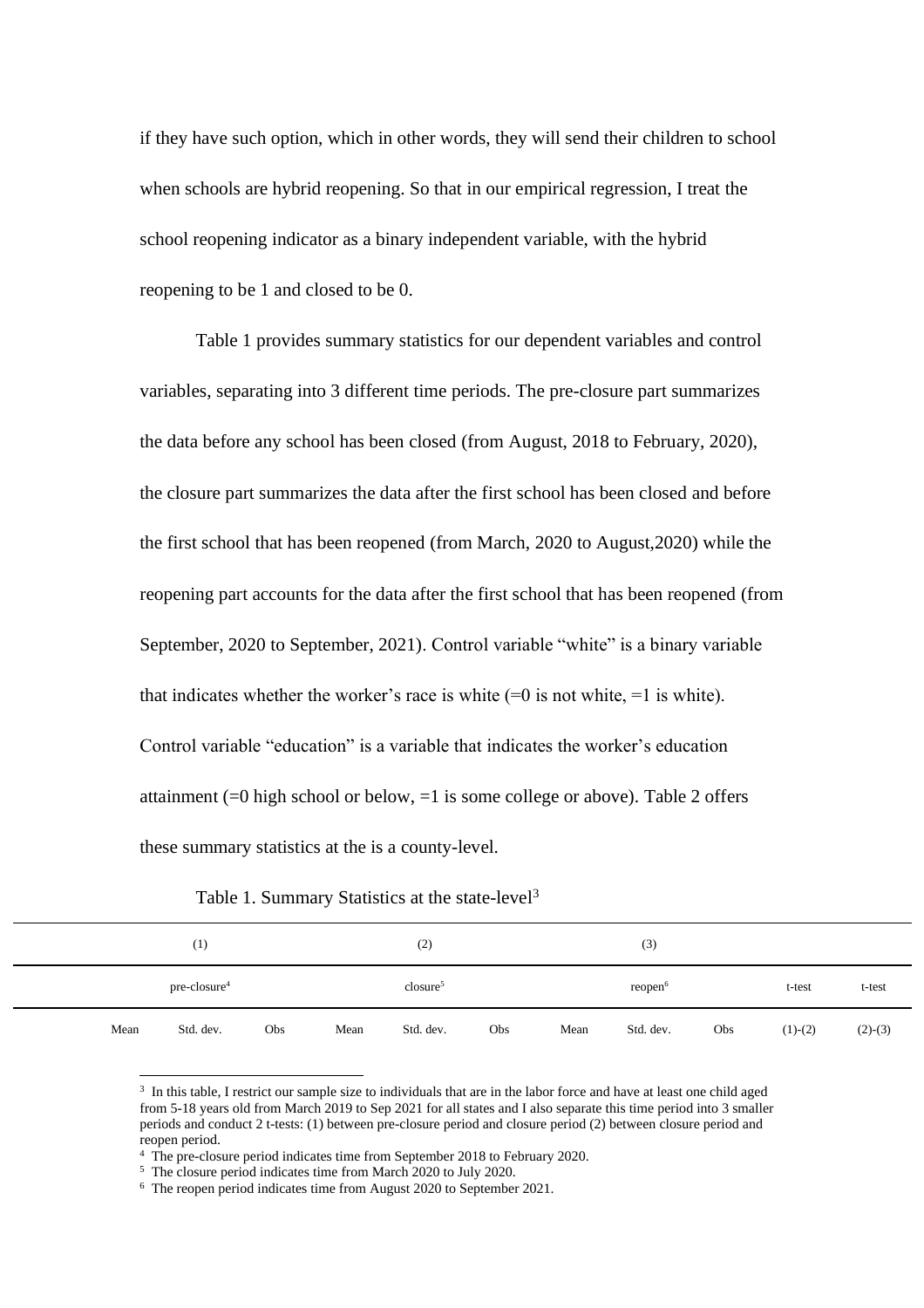if they have such option, which in other words, they will send their children to school when schools are hybrid reopening. So that in our empirical regression, I treat the school reopening indicator as a binary independent variable, with the hybrid reopening to be 1 and closed to be 0.

Table 1 provides summary statistics for our dependent variables and control variables, separating into 3 different time periods. The pre-closure part summarizes the data before any school has been closed (from August, 2018 to February, 2020), the closure part summarizes the data after the first school has been closed and before the first school that has been reopened (from March, 2020 to August,2020) while the reopening part accounts for the data after the first school that has been reopened (from September, 2020 to September, 2021). Control variable "white" is a binary variable that indicates whether the worker's race is white (=0 is not white, =1 is white). Control variable "education" is a variable that indicates the worker's education attainment (=0 high school or below, =1 is some college or above). Table 2 offers these summary statistics at the is a county-level.

Table 1. Summary Statistics at the state-level[3]

| | (1) | | | (2) | | | (3) | | | | |
|---|---|---|---|---|---|---|---|---|---|---|---|
| | pre-closure[4] | | | closure[5] | | | reopen[6] | | | t-test | t-test |
| | Mean | Std. dev. | Obs | Mean | Std. dev. | Obs | Mean | Std. dev. | Obs | (1)-(2) | (2)-(3) |

[3] In this table, I restrict our sample size to individuals that are in the labor force and have at least one child aged from 5-18 years old from March 2019 to Sep 2021 for all states and I also separate this time period into 3 smaller periods and conduct 2 t-tests: (1) between pre-closure period and closure period (2) between closure period and reopen period.

[4] The pre-closure period indicates time from September 2018 to February 2020.

[5] The closure period indicates time from March 2020 to July 2020.

[6] The reopen period indicates time from August 2020 to September 2021.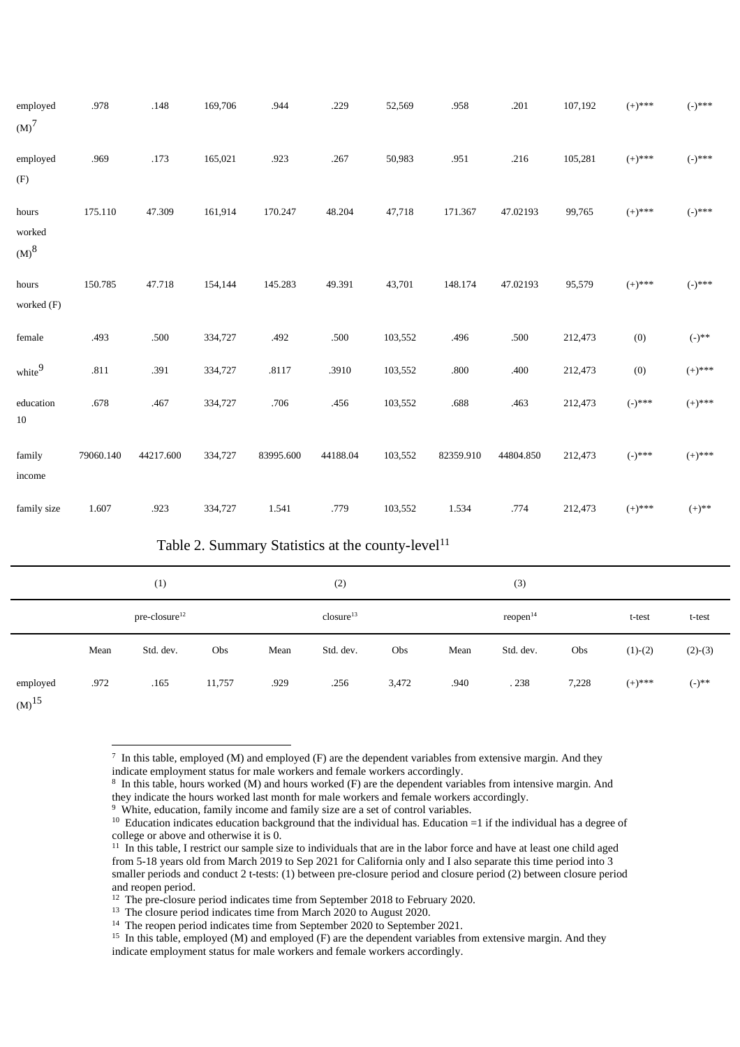| | | | | | | | | | | | |
|---|---|---|---|---|---|---|---|---|---|---|---|
| employed (M)[7] | .978 | .148 | 169,706 | .944 | .229 | 52,569 | .958 | .201 | 107,192 | (+)*** | (-)*** |
| employed (F) | .969 | .173 | 165,021 | .923 | .267 | 50,983 | .951 | .216 | 105,281 | (+)*** | (-)*** |
| hours worked (M)[8] | 175.110 | 47.309 | 161,914 | 170.247 | 48.204 | 47,718 | 171.367 | 47.02193 | 99,765 | (+)*** | (-)*** |
| hours worked (F) | 150.785 | 47.718 | 154,144 | 145.283 | 49.391 | 43,701 | 148.174 | 47.02193 | 95,579 | (+)*** | (-)*** |
| female | .493 | .500 | 334,727 | .492 | .500 | 103,552 | .496 | .500 | 212,473 | (0) | (-)** |
| white[9] | .811 | .391 | 334,727 | .8117 | .3910 | 103,552 | .800 | .400 | 212,473 | (0) | (+)*** |
| education 10 | .678 | .467 | 334,727 | .706 | .456 | 103,552 | .688 | .463 | 212,473 | (-)*** | (+)*** |
| family income | 79060.140 | 44217.600 | 334,727 | 83995.600 | 44188.04 | 103,552 | 82359.910 | 44804.850 | 212,473 | (-)*** | (+)*** |
| family size | 1.607 | .923 | 334,727 | 1.541 | .779 | 103,552 | 1.534 | .774 | 212,473 | (+)*** | (+)** |

Table 2. Summary Statistics at the county-level[11]

| | (1) | | | (2) | | | (3) | | | | |
|---|---|---|---|---|---|---|---|---|---|---|---|
| | pre-closure[12] | | | closure[13] | | | reopen[14] | | | t-test | t-test |
| | Mean | Std. dev. | Obs | Mean | Std. dev. | Obs | Mean | Std. dev. | Obs | (1)-(2) | (2)-(3) |
| employed (M)[15] | .972 | .165 | 11,757 | .929 | .256 | 3,472 | .940 | . 238 | 7,228 | (+)*** | (-)** |

[7] In this table, employed (M) and employed (F) are the dependent variables from extensive margin. And they indicate employment status for male workers and female workers accordingly.

[8] In this table, hours worked (M) and hours worked (F) are the dependent variables from intensive margin. And they indicate the hours worked last month for male workers and female workers accordingly.

[9] White, education, family income and family size are a set of control variables.

[10] Education indicates education background that the individual has. Education =1 if the individual has a degree of college or above and otherwise it is 0.

[11] In this table, I restrict our sample size to individuals that are in the labor force and have at least one child aged from 5-18 years old from March 2019 to Sep 2021 for California only and I also separate this time period into 3 smaller periods and conduct 2 t-tests: (1) between pre-closure period and closure period (2) between closure period and reopen period.

[12] The pre-closure period indicates time from September 2018 to February 2020.

[13] The closure period indicates time from March 2020 to August 2020.

[14] The reopen period indicates time from September 2020 to September 2021.

[15] In this table, employed (M) and employed (F) are the dependent variables from extensive margin. And they indicate employment status for male workers and female workers accordingly.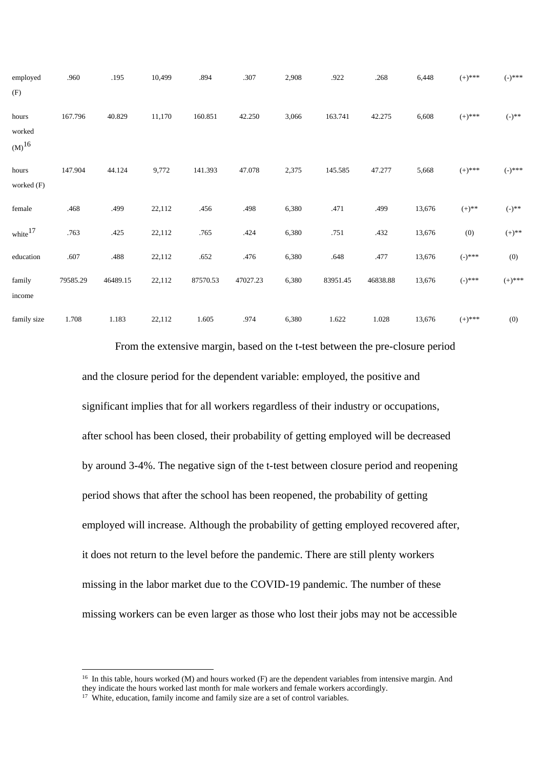| | | | | | | | | | | | |
|---|---|---|---|---|---|---|---|---|---|---|---|
| employed (F) | .960 | .195 | 10,499 | .894 | .307 | 2,908 | .922 | .268 | 6,448 | (+)*** | (-)*** |
| hours worked (M)[16] | 167.796 | 40.829 | 11,170 | 160.851 | 42.250 | 3,066 | 163.741 | 42.275 | 6,608 | (+)*** | (-)** |
| hours worked (F) | 147.904 | 44.124 | 9,772 | 141.393 | 47.078 | 2,375 | 145.585 | 47.277 | 5,668 | (+)*** | (-)*** |
| female | .468 | .499 | 22,112 | .456 | .498 | 6,380 | .471 | .499 | 13,676 | (+)** | (-)** |
| white[17] | .763 | .425 | 22,112 | .765 | .424 | 6,380 | .751 | .432 | 13,676 | (0) | (+)** |
| education | .607 | .488 | 22,112 | .652 | .476 | 6,380 | .648 | .477 | 13,676 | (-)*** | (0) |
| family income | 79585.29 | 46489.15 | 22,112 | 87570.53 | 47027.23 | 6,380 | 83951.45 | 46838.88 | 13,676 | (-)*** | (+)*** |
| family size | 1.708 | 1.183 | 22,112 | 1.605 | .974 | 6,380 | 1.622 | 1.028 | 13,676 | (+)*** | (0) |

From the extensive margin, based on the t-test between the pre-closure period and the closure period for the dependent variable: employed, the positive and significant implies that for all workers regardless of their industry or occupations, after school has been closed, their probability of getting employed will be decreased by around 3-4%. The negative sign of the t-test between closure period and reopening period shows that after the school has been reopened, the probability of getting employed will increase. Although the probability of getting employed recovered after, it does not return to the level before the pandemic. There are still plenty workers missing in the labor market due to the COVID-19 pandemic. The number of these missing workers can be even larger as those who lost their jobs may not be accessible

[16] In this table, hours worked (M) and hours worked (F) are the dependent variables from intensive margin. And they indicate the hours worked last month for male workers and female workers accordingly.

[17] White, education, family income and family size are a set of control variables.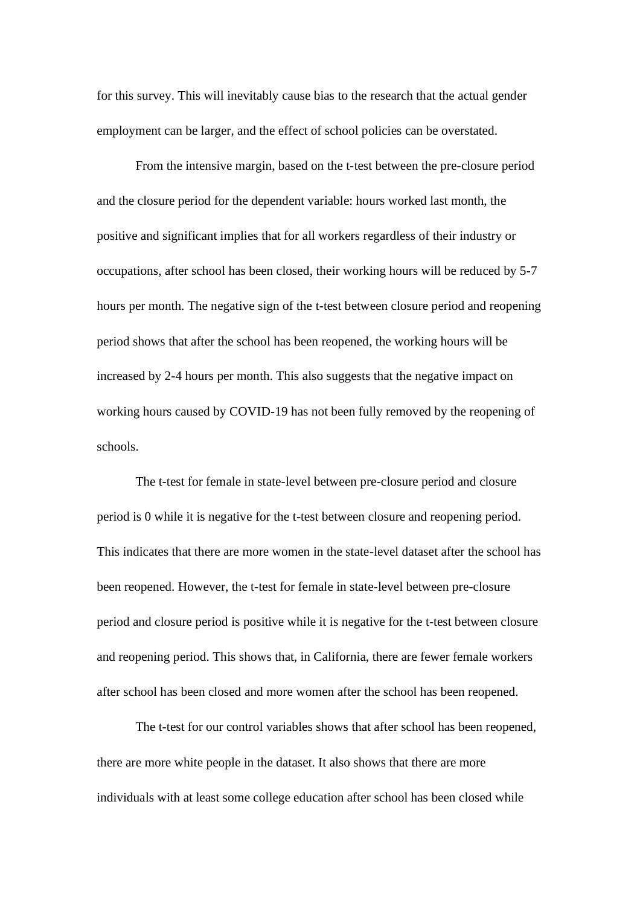for this survey. This will inevitably cause bias to the research that the actual gender employment can be larger, and the effect of school policies can be overstated.

From the intensive margin, based on the t-test between the pre-closure period and the closure period for the dependent variable: hours worked last month, the positive and significant implies that for all workers regardless of their industry or occupations, after school has been closed, their working hours will be reduced by 5-7 hours per month. The negative sign of the t-test between closure period and reopening period shows that after the school has been reopened, the working hours will be increased by 2-4 hours per month. This also suggests that the negative impact on working hours caused by COVID-19 has not been fully removed by the reopening of schools.

The t-test for female in state-level between pre-closure period and closure period is 0 while it is negative for the t-test between closure and reopening period. This indicates that there are more women in the state-level dataset after the school has been reopened. However, the t-test for female in state-level between pre-closure period and closure period is positive while it is negative for the t-test between closure and reopening period. This shows that, in California, there are fewer female workers after school has been closed and more women after the school has been reopened.

The t-test for our control variables shows that after school has been reopened, there are more white people in the dataset. It also shows that there are more individuals with at least some college education after school has been closed while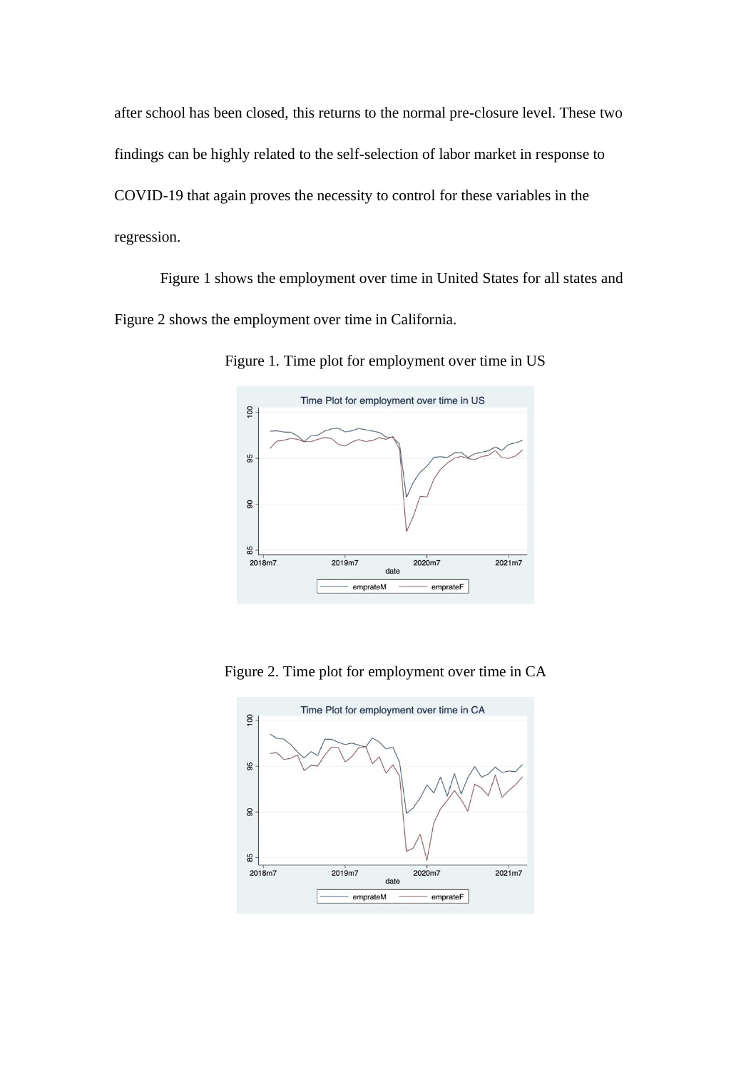after school has been closed, this returns to the normal pre-closure level. These two findings can be highly related to the self-selection of labor market in response to COVID-19 that again proves the necessity to control for these variables in the regression.

Figure 1 shows the employment over time in United States for all states and Figure 2 shows the employment over time in California.

Figure 1. Time plot for employment over time in US

Figure 2. Time plot for employment over time in CA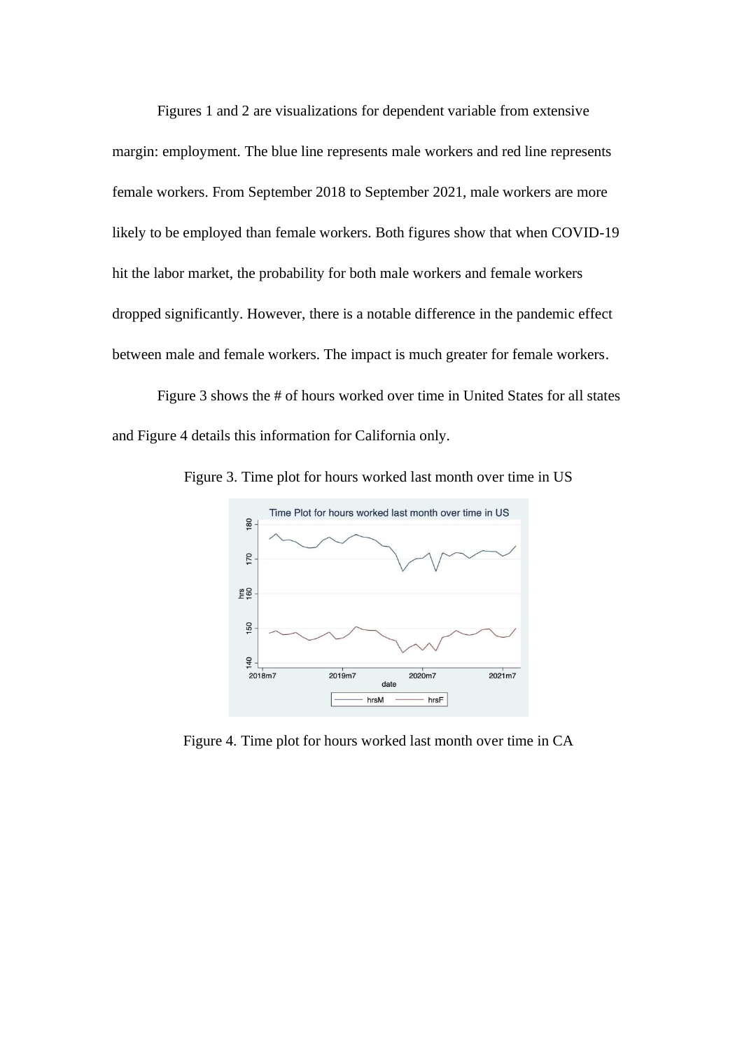Figures 1 and 2 are visualizations for dependent variable from extensive margin: employment. The blue line represents male workers and red line represents female workers. From September 2018 to September 2021, male workers are more likely to be employed than female workers. Both figures show that when COVID-19 hit the labor market, the probability for both male workers and female workers dropped significantly. However, there is a notable difference in the pandemic effect between male and female workers. The impact is much greater for female workers.

Figure 3 shows the # of hours worked over time in United States for all states and Figure 4 details this information for California only.

Figure 3. Time plot for hours worked last month over time in US

Figure 4. Time plot for hours worked last month over time in CA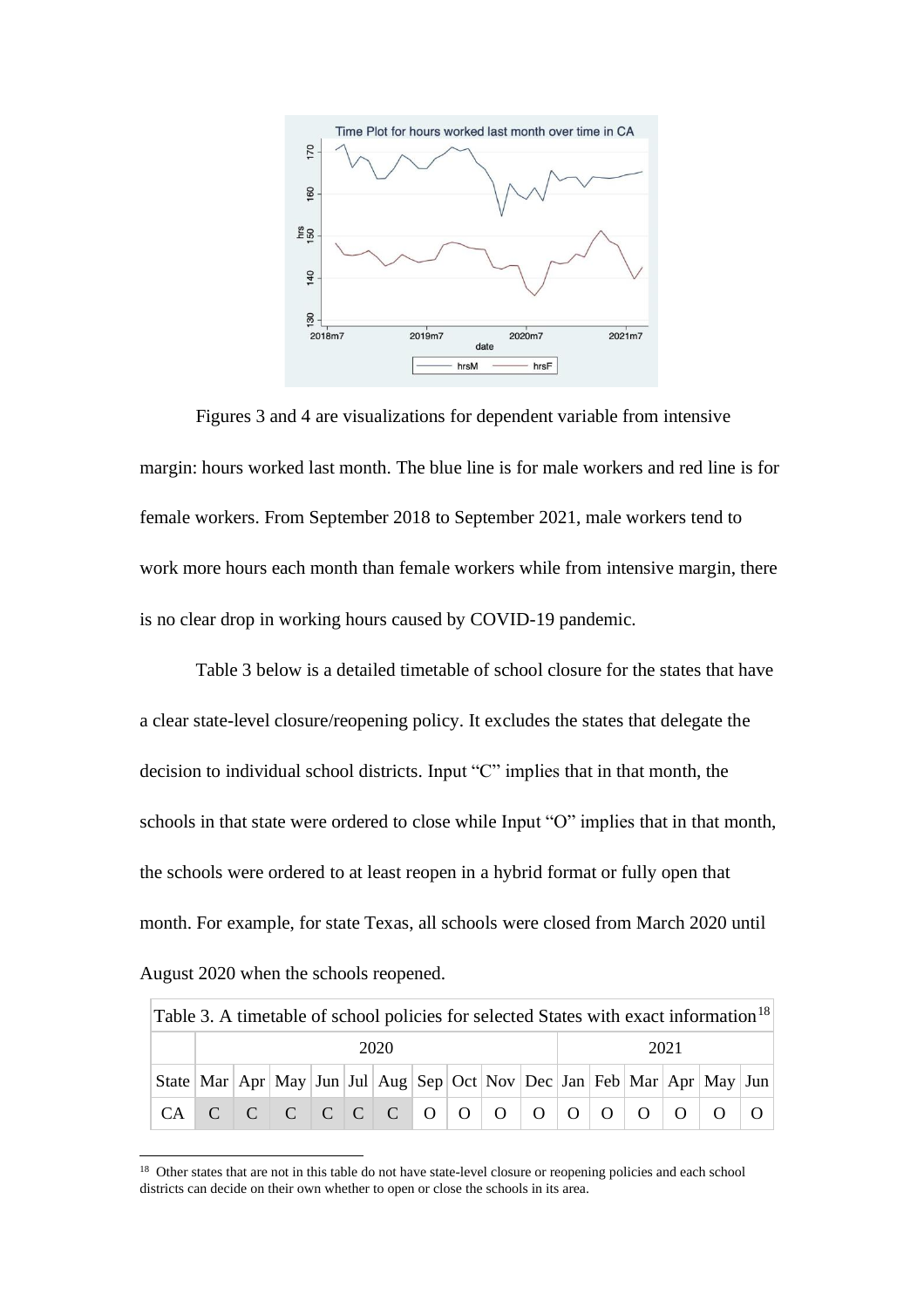Figures 3 and 4 are visualizations for dependent variable from intensive margin: hours worked last month. The blue line is for male workers and red line is for female workers. From September 2018 to September 2021, male workers tend to work more hours each month than female workers while from intensive margin, there is no clear drop in working hours caused by COVID-19 pandemic.

Table 3 below is a detailed timetable of school closure for the states that have a clear state-level closure/reopening policy. It excludes the states that delegate the decision to individual school districts. Input "C" implies that in that month, the schools in that state were ordered to close while Input "O" implies that in that month, the schools were ordered to at least reopen in a hybrid format or fully open that month. For example, for state Texas, all schools were closed from March 2020 until August 2020 when the schools reopened.

Table 3. A timetable of school policies for selected States with exact information[18]

| | 2020 | | | | | | | | | | 2021 | | | | | |
|---|---|---|---|---|---|---|---|---|---|---|---|---|---|---|---|---|
| State | Mar | Apr | May | Jun | Jul | Aug | Sep | Oct | Nov | Dec | Jan | Feb | Mar | Apr | May | Jun |
| CA | C | C | C | C | C | C | O | O | O | O | O | O | O | O | O | O |

[18] Other states that are not in this table do not have state-level closure or reopening policies and each school districts can decide on their own whether to open or close the schools in its area.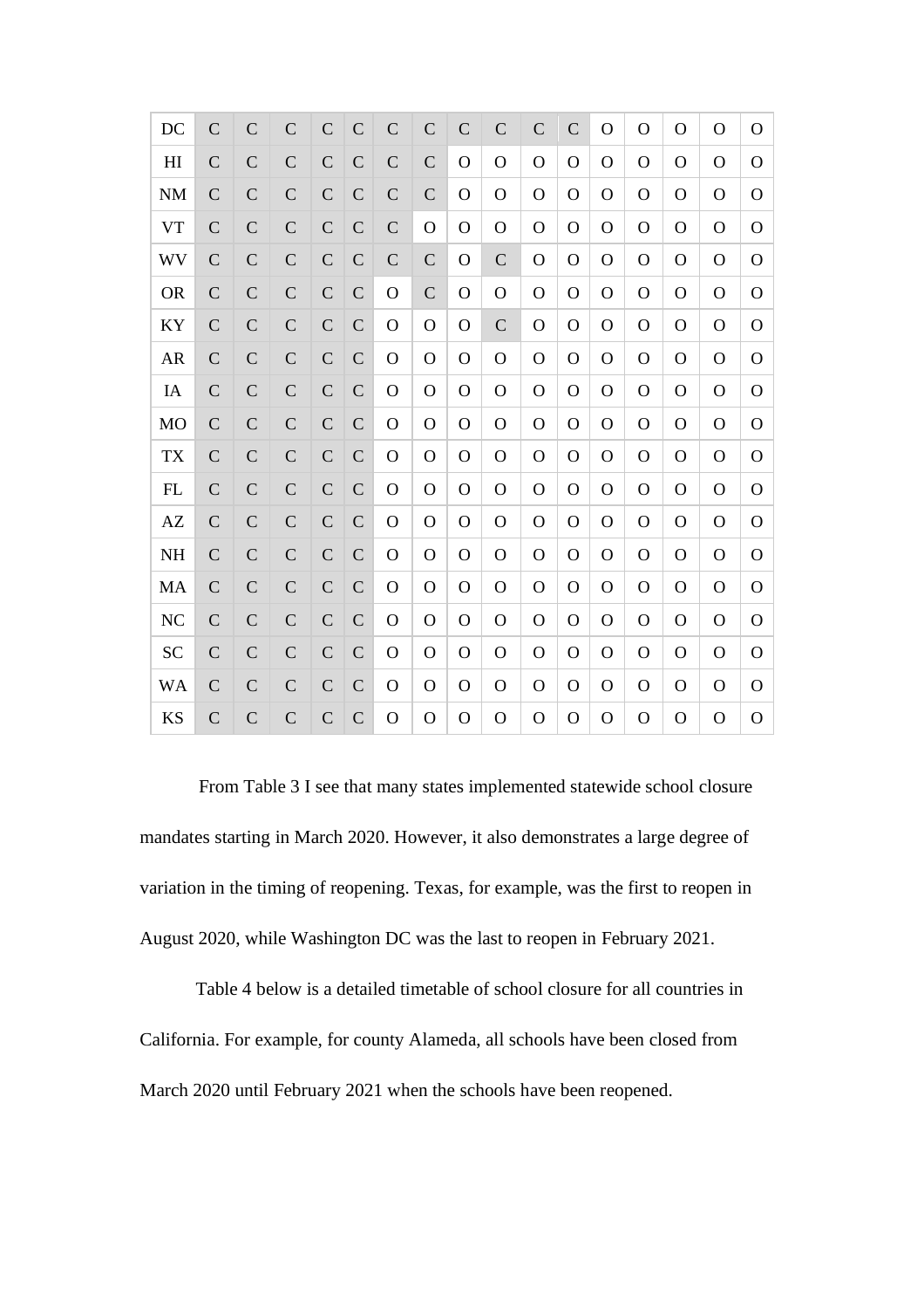| DC | C | C | C | C | C | C | C | C | C | C | C | O | O | O | O | O |
|---|---|---|---|---|---|---|---|---|---|---|---|---|---|---|---|---|
| HI | C | C | C | C | C | C | C | O | O | O | O | O | O | O | O | O |
| NM | C | C | C | C | C | C | C | O | O | O | O | O | O | O | O | O |
| VT | C | C | C | C | C | C | O | O | O | O | O | O | O | O | O | O |
| WV | C | C | C | C | C | C | C | O | C | O | O | O | O | O | O | O |
| OR | C | C | C | C | C | O | C | O | O | O | O | O | O | O | O | O |
| KY | C | C | C | C | C | O | O | O | C | O | O | O | O | O | O | O |
| AR | C | C | C | C | C | O | O | O | O | O | O | O | O | O | O | O |
| IA | C | C | C | C | C | O | O | O | O | O | O | O | O | O | O | O |
| MO | C | C | C | C | C | O | O | O | O | O | O | O | O | O | O | O |
| TX | C | C | C | C | C | O | O | O | O | O | O | O | O | O | O | O |
| FL | C | C | C | C | C | O | O | O | O | O | O | O | O | O | O | O |
| AZ | C | C | C | C | C | O | O | O | O | O | O | O | O | O | O | O |
| NH | C | C | C | C | C | O | O | O | O | O | O | O | O | O | O | O |
| MA | C | C | C | C | C | O | O | O | O | O | O | O | O | O | O | O |
| NC | C | C | C | C | C | O | O | O | O | O | O | O | O | O | O | O |
| SC | C | C | C | C | C | O | O | O | O | O | O | O | O | O | O | O |
| WA | C | C | C | C | C | O | O | O | O | O | O | O | O | O | O | O |
| KS | C | C | C | C | C | O | O | O | O | O | O | O | O | O | O | O |

From Table 3 I see that many states implemented statewide school closure mandates starting in March 2020. However, it also demonstrates a large degree of variation in the timing of reopening. Texas, for example, was the first to reopen in August 2020, while Washington DC was the last to reopen in February 2021.

Table 4 below is a detailed timetable of school closure for all countries in California. For example, for county Alameda, all schools have been closed from March 2020 until February 2021 when the schools have been reopened.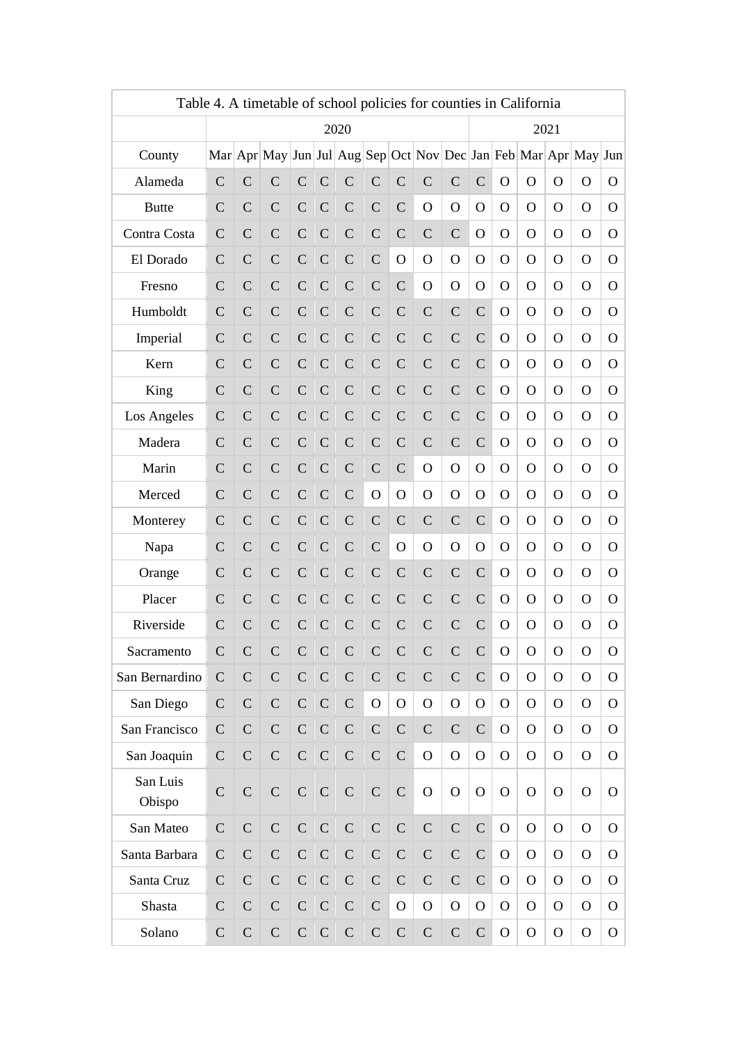| Table 4. A timetable of school policies for counties in California | | | | | | | | | | | | | | | | |
|---|---|---|---|---|---|---|---|---|---|---|---|---|---|---|---|---|
| | 2020 | | | | | | | | | | 2021 | | | | | |
| County | Mar | Apr | May | Jun | Jul | Aug | Sep | Oct | Nov | Dec | Jan | Feb | Mar | Apr | May | Jun |
| Alameda | C | C | C | C | C | C | C | C | C | C | C | O | O | O | O | O |
| Butte | C | C | C | C | C | C | C | C | O | O | O | O | O | O | O | O |
| Contra Costa | C | C | C | C | C | C | C | C | C | C | O | O | O | O | O | O |
| El Dorado | C | C | C | C | C | C | C | O | O | O | O | O | O | O | O | O |
| Fresno | C | C | C | C | C | C | C | C | O | O | O | O | O | O | O | O |
| Humboldt | C | C | C | C | C | C | C | C | C | C | C | O | O | O | O | O |
| Imperial | C | C | C | C | C | C | C | C | C | C | C | O | O | O | O | O |
| Kern | C | C | C | C | C | C | C | C | C | C | C | O | O | O | O | O |
| King | C | C | C | C | C | C | C | C | C | C | C | O | O | O | O | O |
| Los Angeles | C | C | C | C | C | C | C | C | C | C | C | O | O | O | O | O |
| Madera | C | C | C | C | C | C | C | C | C | C | C | O | O | O | O | O |
| Marin | C | C | C | C | C | C | C | C | O | O | O | O | O | O | O | O |
| Merced | C | C | C | C | C | C | O | O | O | O | O | O | O | O | O | O |
| Monterey | C | C | C | C | C | C | C | C | C | C | C | O | O | O | O | O |
| Napa | C | C | C | C | C | C | C | O | O | O | O | O | O | O | O | O |
| Orange | C | C | C | C | C | C | C | C | C | C | C | O | O | O | O | O |
| Placer | C | C | C | C | C | C | C | C | C | C | C | O | O | O | O | O |
| Riverside | C | C | C | C | C | C | C | C | C | C | C | O | O | O | O | O |
| Sacramento | C | C | C | C | C | C | C | C | C | C | C | O | O | O | O | O |
| San Bernardino | C | C | C | C | C | C | C | C | C | C | C | O | O | O | O | O |
| San Diego | C | C | C | C | C | C | O | O | O | O | O | O | O | O | O | O |
| San Francisco | C | C | C | C | C | C | C | C | C | C | C | O | O | O | O | O |
| San Joaquin | C | C | C | C | C | C | C | C | O | O | O | O | O | O | O | O |
| San Luis Obispo | C | C | C | C | C | C | C | C | O | O | O | O | O | O | O | O |
| San Mateo | C | C | C | C | C | C | C | C | C | C | C | O | O | O | O | O |
| Santa Barbara | C | C | C | C | C | C | C | C | C | C | C | O | O | O | O | O |
| Santa Cruz | C | C | C | C | C | C | C | C | C | C | C | O | O | O | O | O |
| Shasta | C | C | C | C | C | C | C | O | O | O | O | O | O | O | O | O |
| Solano | C | C | C | C | C | C | C | C | C | C | C | O | O | O | O | O |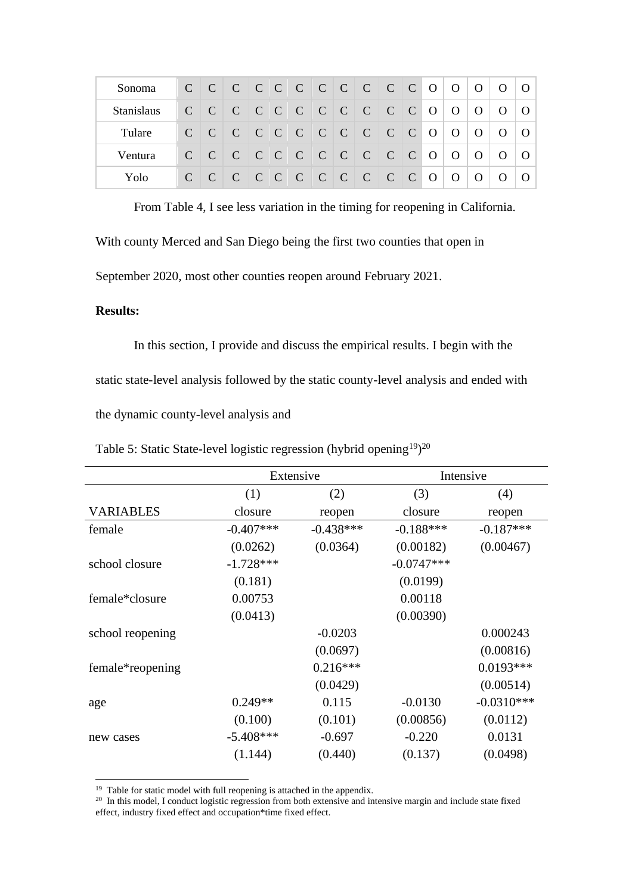| Sonoma | C | C | C | C | C | C | C | C | C | C | C | O | O | O | O | O |
|---|---|---|---|---|---|---|---|---|---|---|---|---|---|---|---|---|
| Stanislaus | C | C | C | C | C | C | C | C | C | C | C | O | O | O | O | O |
| Tulare | C | C | C | C | C | C | C | C | C | C | C | O | O | O | O | O |
| Ventura | C | C | C | C | C | C | C | C | C | C | C | O | O | O | O | O |
| Yolo | C | C | C | C | C | C | C | C | C | C | C | O | O | O | O | O |

From Table 4, I see less variation in the timing for reopening in California. With county Merced and San Diego being the first two counties that open in September 2020, most other counties reopen around February 2021.

**Results:**

In this section, I provide and discuss the empirical results. I begin with the static state-level analysis followed by the static county-level analysis and ended with the dynamic county-level analysis and

Table 5: Static State-level logistic regression (hybrid opening[19])[20]

| | Extensive | | Intensive | |
|---|---|---|---|---|
| | (1) | (2) | (3) | (4) |
| VARIABLES | closure | reopen | closure | reopen |
| female | -0.407*** | -0.438*** | -0.188*** | -0.187*** |
| | (0.0262) | (0.0364) | (0.00182) | (0.00467) |
| school closure | -1.728*** | | -0.0747*** | |
| | (0.181) | | (0.0199) | |
| female*closure | 0.00753 | | 0.00118 | |
| | (0.0413) | | (0.00390) | |
| school reopening | | -0.0203 | | 0.000243 |
| | | (0.0697) | | (0.00816) |
| female*reopening | | 0.216*** | | 0.0193*** |
| | | (0.0429) | | (0.00514) |
| age | 0.249** | 0.115 | -0.0130 | -0.0310*** |
| | (0.100) | (0.101) | (0.00856) | (0.0112) |
| new cases | -5.408*** | -0.697 | -0.220 | 0.0131 |
| | (1.144) | (0.440) | (0.137) | (0.0498) |

[19] Table for static model with full reopening is attached in the appendix.

[20] In this model, I conduct logistic regression from both extensive and intensive margin and include state fixed effect, industry fixed effect and occupation*time fixed effect.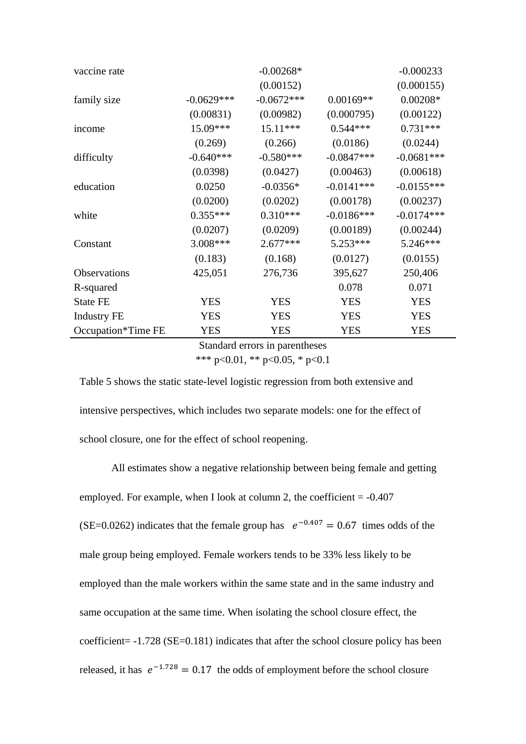| | | | | |
|---|---|---|---|---|
| vaccine rate | | -0.00268* | | -0.000233 |
| | | (0.00152) | | (0.000155) |
| family size | -0.0629*** | -0.0672*** | 0.00169** | 0.00208* |
| | (0.00831) | (0.00982) | (0.000795) | (0.00122) |
| income | 15.09*** | 15.11*** | 0.544*** | 0.731*** |
| | (0.269) | (0.266) | (0.0186) | (0.0244) |
| difficulty | -0.640*** | -0.580*** | -0.0847*** | -0.0681*** |
| | (0.0398) | (0.0427) | (0.00463) | (0.00618) |
| education | 0.0250 | -0.0356* | -0.0141*** | -0.0155*** |
| | (0.0200) | (0.0202) | (0.00178) | (0.00237) |
| white | 0.355*** | 0.310*** | -0.0186*** | -0.0174*** |
| | (0.0207) | (0.0209) | (0.00189) | (0.00244) |
| Constant | 3.008*** | 2.677*** | 5.253*** | 5.246*** |
| | (0.183) | (0.168) | (0.0127) | (0.0155) |
| Observations | 425,051 | 276,736 | 395,627 | 250,406 |
| R-squared | | | 0.078 | 0.071 |
| State FE | YES | YES | YES | YES |
| Industry FE | YES | YES | YES | YES |
| Occupation*Time FE | YES | YES | YES | YES |

Standard errors in parentheses
*** p<0.01, ** p<0.05, * p<0.1

Table 5 shows the static state-level logistic regression from both extensive and intensive perspectives, which includes two separate models: one for the effect of school closure, one for the effect of school reopening.

All estimates show a negative relationship between being female and getting employed. For example, when I look at column 2, the coefficient = -0.407 (SE=0.0262) indicates that the female group has $e^{-0.407} = 0.67$ times odds of the male group being employed. Female workers tends to be 33% less likely to be employed than the male workers within the same state and in the same industry and same occupation at the same time. When isolating the school closure effect, the coefficient= -1.728 (SE=0.181) indicates that after the school closure policy has been released, it has $e^{-1.728} = 0.17$ the odds of employment before the school closure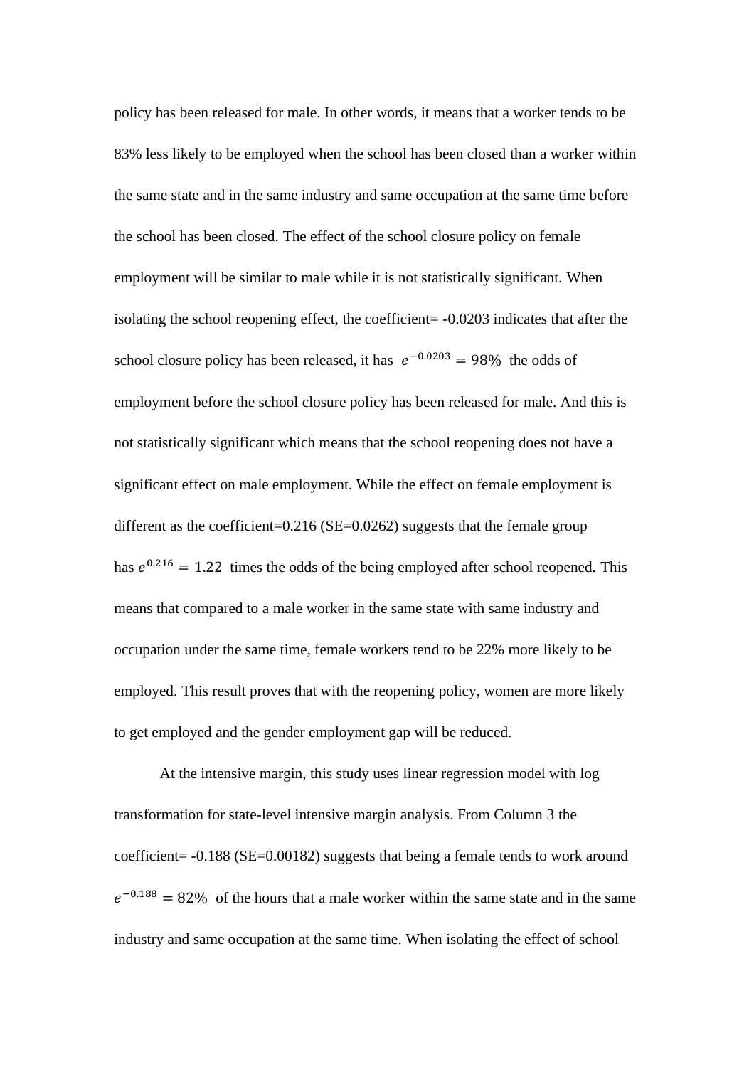policy has been released for male. In other words, it means that a worker tends to be 83% less likely to be employed when the school has been closed than a worker within the same state and in the same industry and same occupation at the same time before the school has been closed. The effect of the school closure policy on female employment will be similar to male while it is not statistically significant. When isolating the school reopening effect, the coefficient= -0.0203 indicates that after the school closure policy has been released, it has $e^{-0.0203} = 98\%$ the odds of employment before the school closure policy has been released for male. And this is not statistically significant which means that the school reopening does not have a significant effect on male employment. While the effect on female employment is different as the coefficient=0.216 (SE=0.0262) suggests that the female group has $e^{0.216} = 1.22$ times the odds of the being employed after school reopened. This means that compared to a male worker in the same state with same industry and occupation under the same time, female workers tend to be 22% more likely to be employed. This result proves that with the reopening policy, women are more likely to get employed and the gender employment gap will be reduced.

At the intensive margin, this study uses linear regression model with log transformation for state-level intensive margin analysis. From Column 3 the coefficient= -0.188 (SE=0.00182) suggests that being a female tends to work around $e^{-0.188} = 82\%$ of the hours that a male worker within the same state and in the same industry and same occupation at the same time. When isolating the effect of school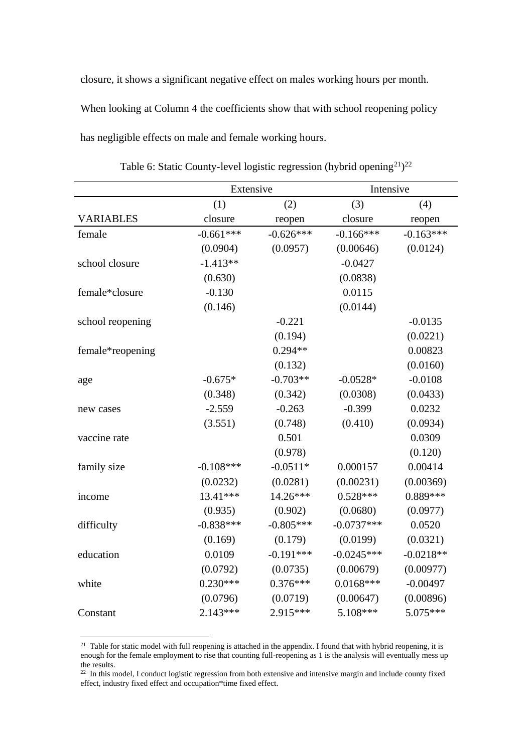closure, it shows a significant negative effect on males working hours per month. When looking at Column 4 the coefficients show that with school reopening policy has negligible effects on male and female working hours.

Table 6: Static County-level logistic regression (hybrid opening[21])[22]

| | Extensive | | Intensive | |
|---|---|---|---|---|
| | (1) | (2) | (3) | (4) |
| VARIABLES | closure | reopen | closure | reopen |
| female | -0.661*** | -0.626*** | -0.166*** | -0.163*** |
| | (0.0904) | (0.0957) | (0.00646) | (0.0124) |
| school closure | -1.413** | | -0.0427 | |
| | (0.630) | | (0.0838) | |
| female*closure | -0.130 | | 0.0115 | |
| | (0.146) | | (0.0144) | |
| school reopening | | -0.221 | | -0.0135 |
| | | (0.194) | | (0.0221) |
| female*reopening | | 0.294** | | 0.00823 |
| | | (0.132) | | (0.0160) |
| age | -0.675* | -0.703** | -0.0528* | -0.0108 |
| | (0.348) | (0.342) | (0.0308) | (0.0433) |
| new cases | -2.559 | -0.263 | -0.399 | 0.0232 |
| | (3.551) | (0.748) | (0.410) | (0.0934) |
| vaccine rate | | 0.501 | | 0.0309 |
| | | (0.978) | | (0.120) |
| family size | -0.108*** | -0.0511* | 0.000157 | 0.00414 |
| | (0.0232) | (0.0281) | (0.00231) | (0.00369) |
| income | 13.41*** | 14.26*** | 0.528*** | 0.889*** |
| | (0.935) | (0.902) | (0.0680) | (0.0977) |
| difficulty | -0.838*** | -0.805*** | -0.0737*** | 0.0520 |
| | (0.169) | (0.179) | (0.0199) | (0.0321) |
| education | 0.0109 | -0.191*** | -0.0245*** | -0.0218** |
| | (0.0792) | (0.0735) | (0.00679) | (0.00977) |
| white | 0.230*** | 0.376*** | 0.0168*** | -0.00497 |
| | (0.0796) | (0.0719) | (0.00647) | (0.00896) |
| Constant | 2.143*** | 2.915*** | 5.108*** | 5.075*** |

[21] Table for static model with full reopening is attached in the appendix. I found that with hybrid reopening, it is enough for the female employment to rise that counting full-reopening as 1 is the analysis will eventually mess up the results.

[22] In this model, I conduct logistic regression from both extensive and intensive margin and include county fixed effect, industry fixed effect and occupation*time fixed effect.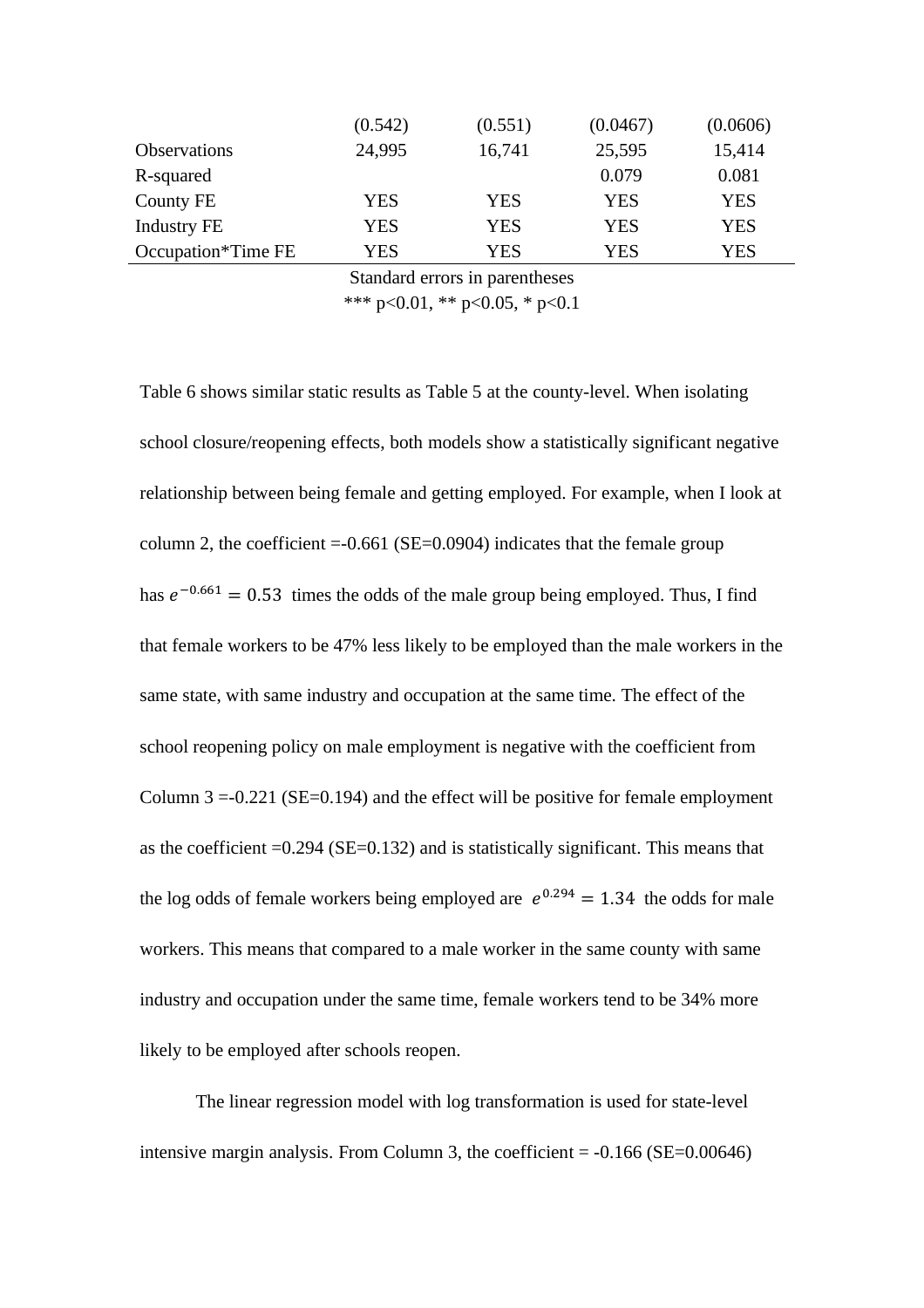| | | | | |
|---|---|---|---|---|
| | (0.542) | (0.551) | (0.0467) | (0.0606) |
| Observations | 24,995 | 16,741 | 25,595 | 15,414 |
| R-squared | | | 0.079 | 0.081 |
| County FE | YES | YES | YES | YES |
| Industry FE | YES | YES | YES | YES |
| Occupation*Time FE | YES | YES | YES | YES |

Standard errors in parentheses

*** p<0.01, ** p<0.05, * p<0.1

Table 6 shows similar static results as Table 5 at the county-level. When isolating school closure/reopening effects, both models show a statistically significant negative relationship between being female and getting employed. For example, when I look at column 2, the coefficient =-0.661 (SE=0.0904) indicates that the female group has $e^{-0.661} = 0.53$ times the odds of the male group being employed. Thus, I find that female workers to be 47% less likely to be employed than the male workers in the same state, with same industry and occupation at the same time. The effect of the school reopening policy on male employment is negative with the coefficient from Column 3 =-0.221 (SE=0.194) and the effect will be positive for female employment as the coefficient =0.294 (SE=0.132) and is statistically significant. This means that the log odds of female workers being employed are $e^{0.294} = 1.34$ the odds for male workers. This means that compared to a male worker in the same county with same industry and occupation under the same time, female workers tend to be 34% more likely to be employed after schools reopen.

The linear regression model with log transformation is used for state-level intensive margin analysis. From Column 3, the coefficient = -0.166 (SE=0.00646)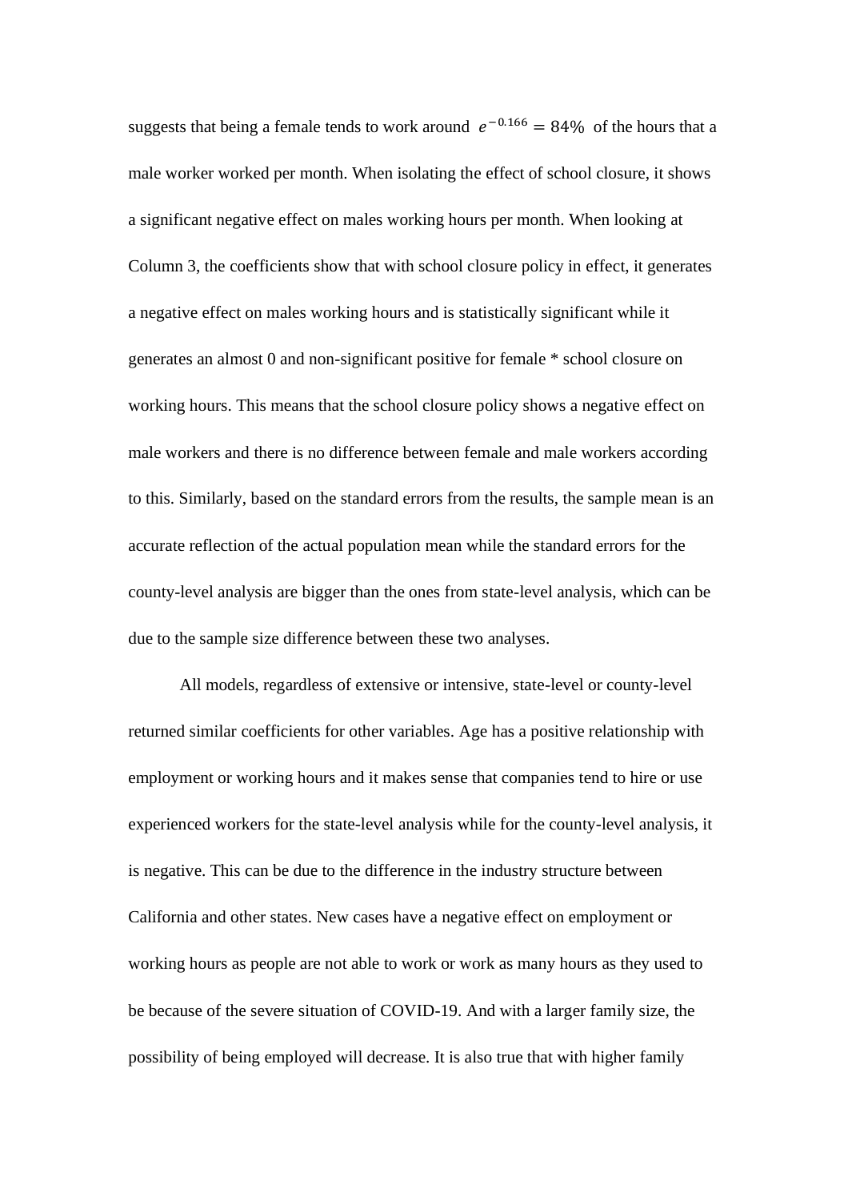suggests that being a female tends to work around $e^{-0.166} = 84\%$ of the hours that a male worker worked per month. When isolating the effect of school closure, it shows a significant negative effect on males working hours per month. When looking at Column 3, the coefficients show that with school closure policy in effect, it generates a negative effect on males working hours and is statistically significant while it generates an almost 0 and non-significant positive for female * school closure on working hours. This means that the school closure policy shows a negative effect on male workers and there is no difference between female and male workers according to this. Similarly, based on the standard errors from the results, the sample mean is an accurate reflection of the actual population mean while the standard errors for the county-level analysis are bigger than the ones from state-level analysis, which can be due to the sample size difference between these two analyses.

All models, regardless of extensive or intensive, state-level or county-level returned similar coefficients for other variables. Age has a positive relationship with employment or working hours and it makes sense that companies tend to hire or use experienced workers for the state-level analysis while for the county-level analysis, it is negative. This can be due to the difference in the industry structure between California and other states. New cases have a negative effect on employment or working hours as people are not able to work or work as many hours as they used to be because of the severe situation of COVID-19. And with a larger family size, the possibility of being employed will decrease. It is also true that with higher family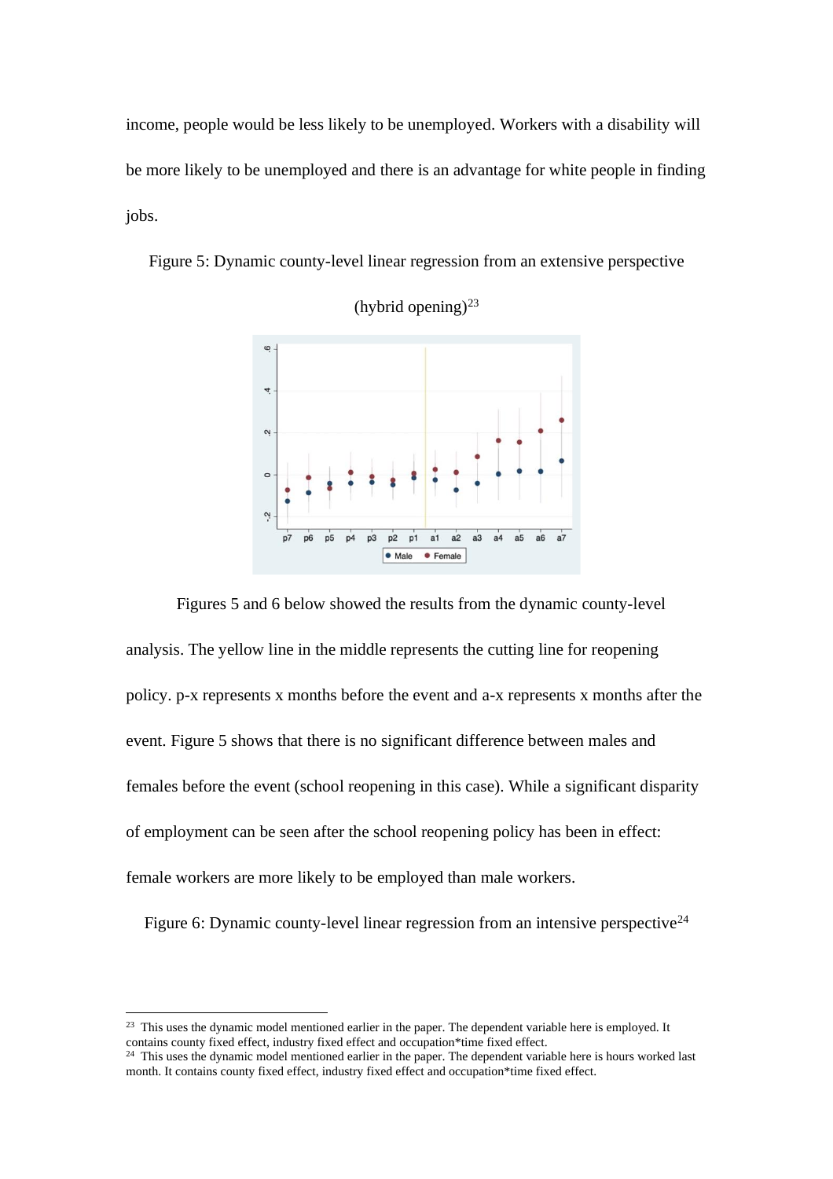income, people would be less likely to be unemployed. Workers with a disability will be more likely to be unemployed and there is an advantage for white people in finding jobs.

Figure 5: Dynamic county-level linear regression from an extensive perspective (hybrid opening)[23]

Figures 5 and 6 below showed the results from the dynamic county-level analysis. The yellow line in the middle represents the cutting line for reopening policy. p-x represents x months before the event and a-x represents x months after the event. Figure 5 shows that there is no significant difference between males and females before the event (school reopening in this case). While a significant disparity of employment can be seen after the school reopening policy has been in effect: female workers are more likely to be employed than male workers.

Figure 6: Dynamic county-level linear regression from an intensive perspective[24]

---

[23] This uses the dynamic model mentioned earlier in the paper. The dependent variable here is employed. It contains county fixed effect, industry fixed effect and occupation*time fixed effect.

[24] This uses the dynamic model mentioned earlier in the paper. The dependent variable here is hours worked last month. It contains county fixed effect, industry fixed effect and occupation*time fixed effect.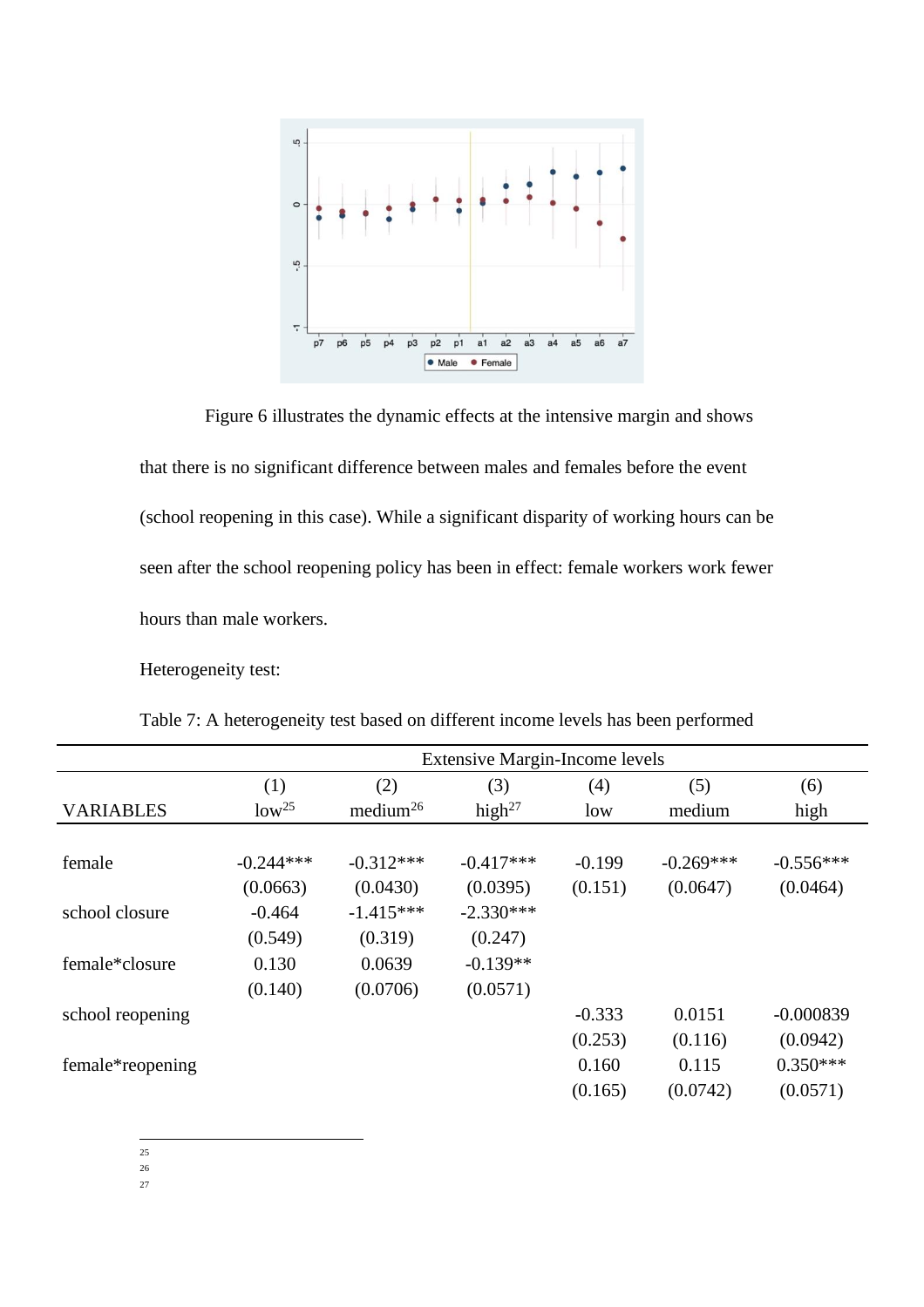Figure 6 illustrates the dynamic effects at the intensive margin and shows that there is no significant difference between males and females before the event (school reopening in this case). While a significant disparity of working hours can be seen after the school reopening policy has been in effect: female workers work fewer hours than male workers.

Heterogeneity test:

Table 7: A heterogeneity test based on different income levels has been performed

| | Extensive Margin-Income levels | | | | | |
|---|---|---|---|---|---|---|
| | (1) | (2) | (3) | (4) | (5) | (6) |
| VARIABLES | low[25] | medium[26] | high[27] | low | medium | high |
| female | -0.244*** | -0.312*** | -0.417*** | -0.199 | -0.269*** | -0.556*** |
| | (0.0663) | (0.0430) | (0.0395) | (0.151) | (0.0647) | (0.0464) |
| school closure | -0.464 | -1.415*** | -2.330*** | | | |
| | (0.549) | (0.319) | (0.247) | | | |
| female*closure | 0.130 | 0.0639 | -0.139** | | | |
| | (0.140) | (0.0706) | (0.0571) | | | |
| school reopening | | | | -0.333 | 0.0151 | -0.000839 |
| | | | | (0.253) | (0.116) | (0.0942) |
| female*reopening | | | | 0.160 | 0.115 | 0.350*** |
| | | | | (0.165) | (0.0742) | (0.0571) |

25

26

27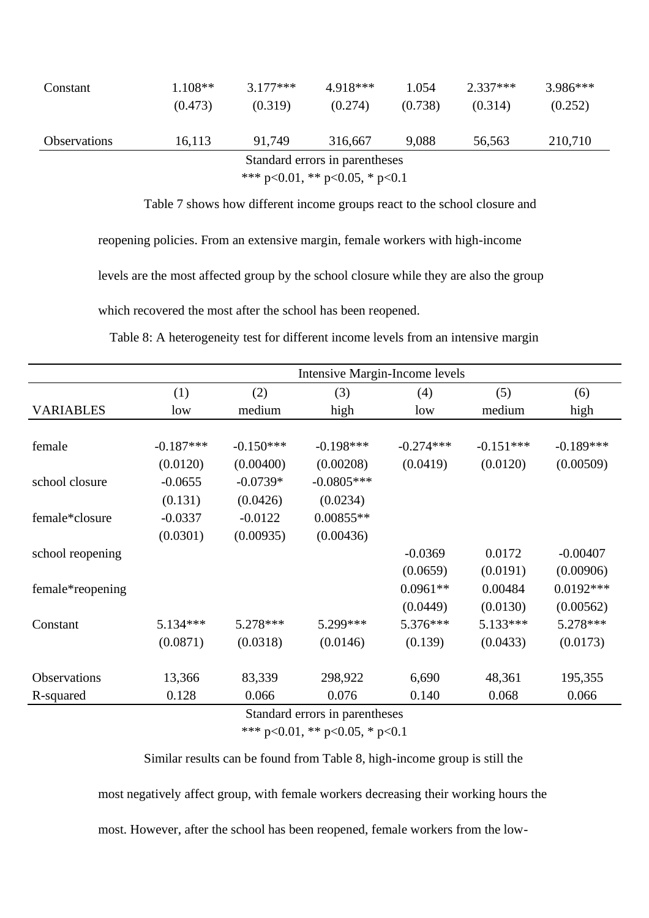| Constant | 1.108** | 3.177*** | 4.918*** | 1.054 | 2.337*** | 3.986*** |
|---|---|---|---|---|---|---|
| | (0.473) | (0.319) | (0.274) | (0.738) | (0.314) | (0.252) |
| Observations | 16,113 | 91,749 | 316,667 | 9,088 | 56,563 | 210,710 |

Standard errors in parentheses
*** p<0.01, ** p<0.05, * p<0.1

Table 7 shows how different income groups react to the school closure and reopening policies. From an extensive margin, female workers with high-income levels are the most affected group by the school closure while they are also the group which recovered the most after the school has been reopened.

Table 8: A heterogeneity test for different income levels from an intensive margin

| | Intensive Margin-Income levels | | | | | |
|---|---|---|---|---|---|---|
| | (1) | (2) | (3) | (4) | (5) | (6) |
| VARIABLES | low | medium | high | low | medium | high |
| female | -0.187*** | -0.150*** | -0.198*** | -0.274*** | -0.151*** | -0.189*** |
| | (0.0120) | (0.00400) | (0.00208) | (0.0419) | (0.0120) | (0.00509) |
| school closure | -0.0655 | -0.0739* | -0.0805*** | | | |
| | (0.131) | (0.0426) | (0.0234) | | | |
| female*closure | -0.0337 | -0.0122 | 0.00855** | | | |
| | (0.0301) | (0.00935) | (0.00436) | | | |
| school reopening | | | | -0.0369 | 0.0172 | -0.00407 |
| | | | | (0.0659) | (0.0191) | (0.00906) |
| female*reopening | | | | 0.0961** | 0.00484 | 0.0192*** |
| | | | | (0.0449) | (0.0130) | (0.00562) |
| Constant | 5.134*** | 5.278*** | 5.299*** | 5.376*** | 5.133*** | 5.278*** |
| | (0.0871) | (0.0318) | (0.0146) | (0.139) | (0.0433) | (0.0173) |
| Observations | 13,366 | 83,339 | 298,922 | 6,690 | 48,361 | 195,355 |
| R-squared | 0.128 | 0.066 | 0.076 | 0.140 | 0.068 | 0.066 |

Standard errors in parentheses
*** p<0.01, ** p<0.05, * p<0.1

Similar results can be found from Table 8, high-income group is still the most negatively affect group, with female workers decreasing their working hours the most. However, after the school has been reopened, female workers from the low-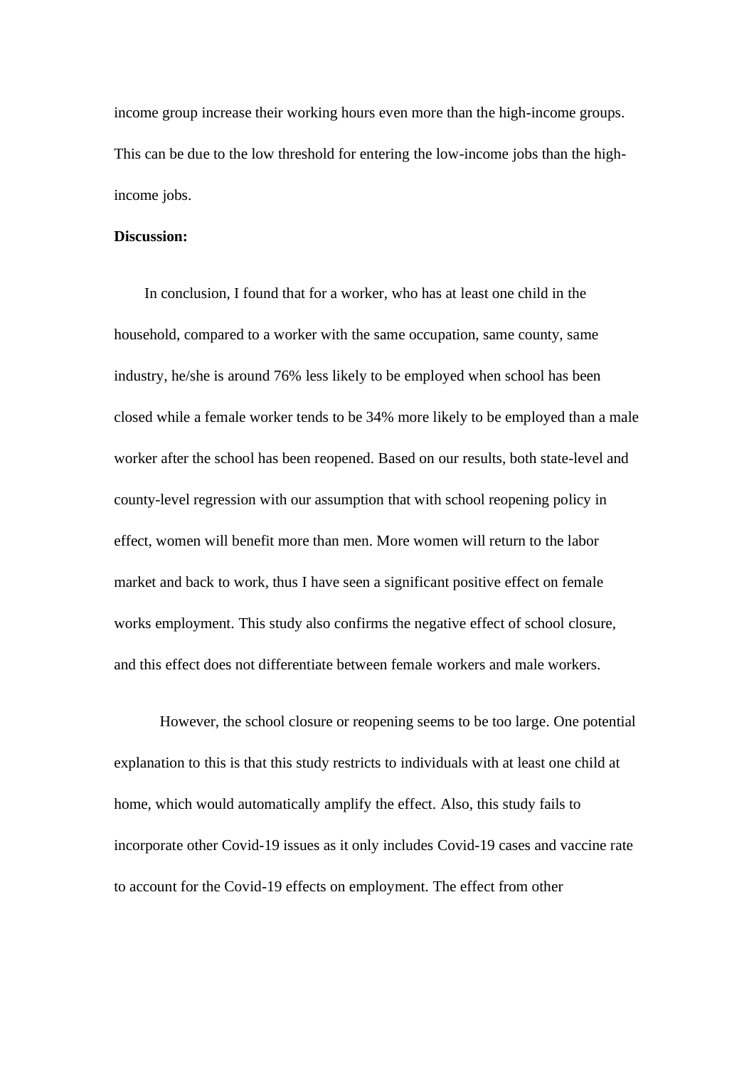income group increase their working hours even more than the high-income groups. This can be due to the low threshold for entering the low-income jobs than the high-income jobs.

**Discussion:**

In conclusion, I found that for a worker, who has at least one child in the household, compared to a worker with the same occupation, same county, same industry, he/she is around 76% less likely to be employed when school has been closed while a female worker tends to be 34% more likely to be employed than a male worker after the school has been reopened. Based on our results, both state-level and county-level regression with our assumption that with school reopening policy in effect, women will benefit more than men. More women will return to the labor market and back to work, thus I have seen a significant positive effect on female works employment. This study also confirms the negative effect of school closure, and this effect does not differentiate between female workers and male workers.

However, the school closure or reopening seems to be too large. One potential explanation to this is that this study restricts to individuals with at least one child at home, which would automatically amplify the effect. Also, this study fails to incorporate other Covid-19 issues as it only includes Covid-19 cases and vaccine rate to account for the Covid-19 effects on employment. The effect from other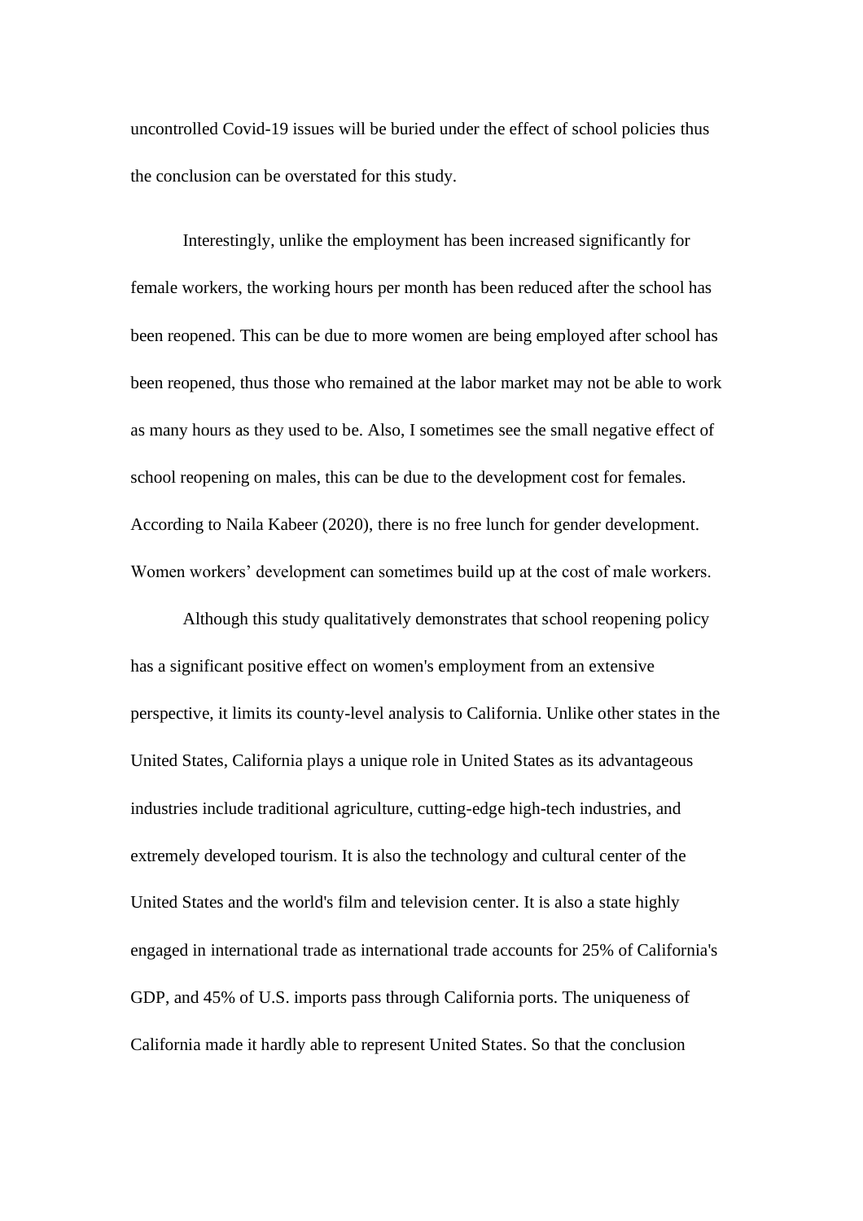uncontrolled Covid-19 issues will be buried under the effect of school policies thus the conclusion can be overstated for this study.

Interestingly, unlike the employment has been increased significantly for female workers, the working hours per month has been reduced after the school has been reopened. This can be due to more women are being employed after school has been reopened, thus those who remained at the labor market may not be able to work as many hours as they used to be. Also, I sometimes see the small negative effect of school reopening on males, this can be due to the development cost for females. According to Naila Kabeer (2020), there is no free lunch for gender development. Women workers' development can sometimes build up at the cost of male workers.

Although this study qualitatively demonstrates that school reopening policy has a significant positive effect on women's employment from an extensive perspective, it limits its county-level analysis to California. Unlike other states in the United States, California plays a unique role in United States as its advantageous industries include traditional agriculture, cutting-edge high-tech industries, and extremely developed tourism. It is also the technology and cultural center of the United States and the world's film and television center. It is also a state highly engaged in international trade as international trade accounts for 25% of California's GDP, and 45% of U.S. imports pass through California ports. The uniqueness of California made it hardly able to represent United States. So that the conclusion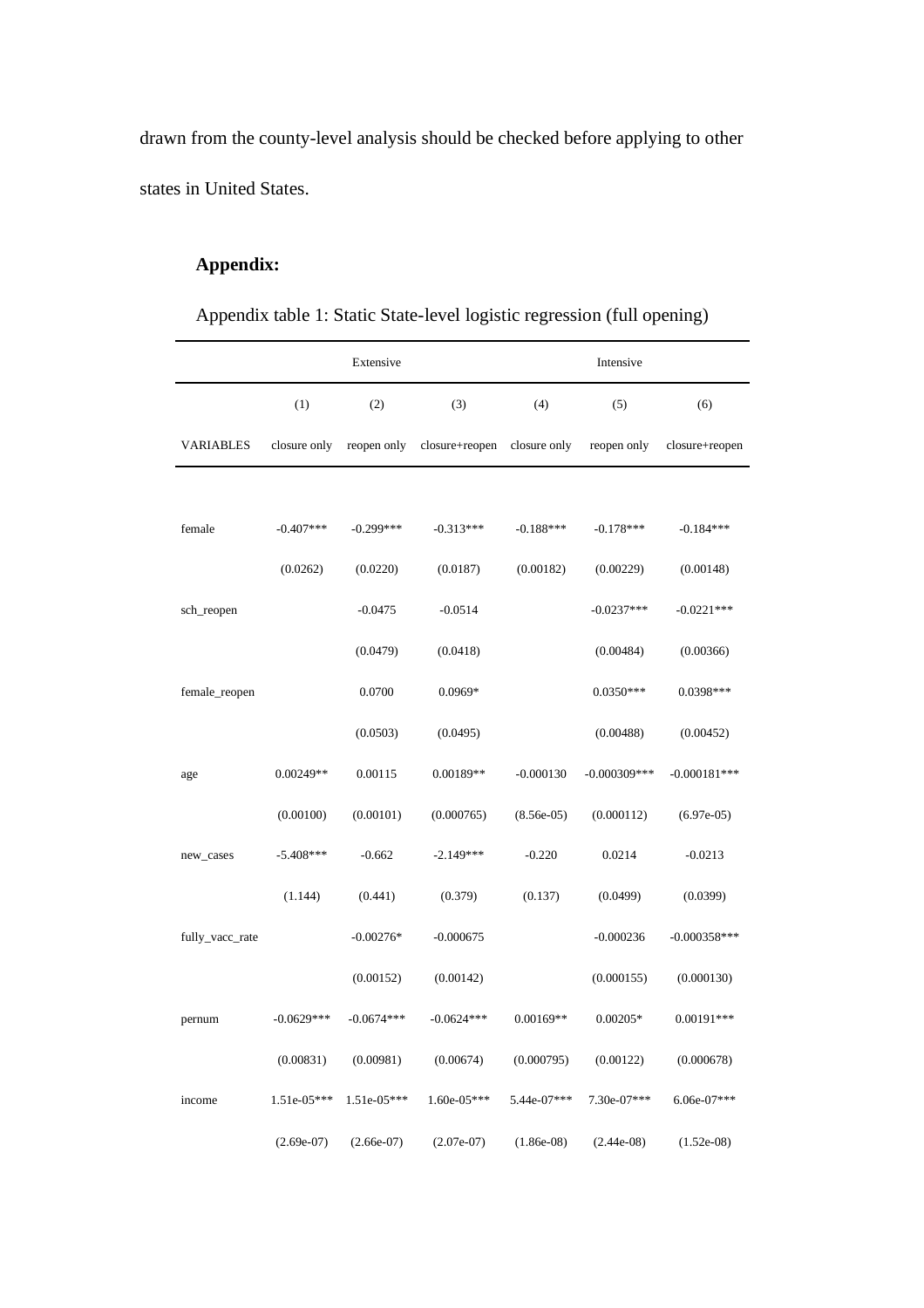drawn from the county-level analysis should be checked before applying to other states in United States.

**Appendix:**

Appendix table 1: Static State-level logistic regression (full opening)

| | Extensive | | | Intensive | | |
|---|---|---|---|---|---|---|
| | (1) | (2) | (3) | (4) | (5) | (6) |
| VARIABLES | closure only | reopen only | closure+reopen | closure only | reopen only | closure+reopen |
| female | -0.407*** | -0.299*** | -0.313*** | -0.188*** | -0.178*** | -0.184*** |
| | (0.0262) | (0.0220) | (0.0187) | (0.00182) | (0.00229) | (0.00148) |
| sch_reopen | | -0.0475 | -0.0514 | | -0.0237*** | -0.0221*** |
| | | (0.0479) | (0.0418) | | (0.00484) | (0.00366) |
| female_reopen | | 0.0700 | 0.0969* | | 0.0350*** | 0.0398*** |
| | | (0.0503) | (0.0495) | | (0.00488) | (0.00452) |
| age | 0.00249** | 0.00115 | 0.00189** | -0.000130 | -0.000309*** | -0.000181*** |
| | (0.00100) | (0.00101) | (0.000765) | (8.56e-05) | (0.000112) | (6.97e-05) |
| new_cases | -5.408*** | -0.662 | -2.149*** | -0.220 | 0.0214 | -0.0213 |
| | (1.144) | (0.441) | (0.379) | (0.137) | (0.0499) | (0.0399) |
| fully_vacc_rate | | -0.00276* | -0.000675 | | -0.000236 | -0.000358*** |
| | | (0.00152) | (0.00142) | | (0.000155) | (0.000130) |
| pernum | -0.0629*** | -0.0674*** | -0.0624*** | 0.00169** | 0.00205* | 0.00191*** |
| | (0.00831) | (0.00981) | (0.00674) | (0.000795) | (0.00122) | (0.000678) |
| income | 1.51e-05*** | 1.51e-05*** | 1.60e-05*** | 5.44e-07*** | 7.30e-07*** | 6.06e-07*** |
| | (2.69e-07) | (2.66e-07) | (2.07e-07) | (1.86e-08) | (2.44e-08) | (1.52e-08) |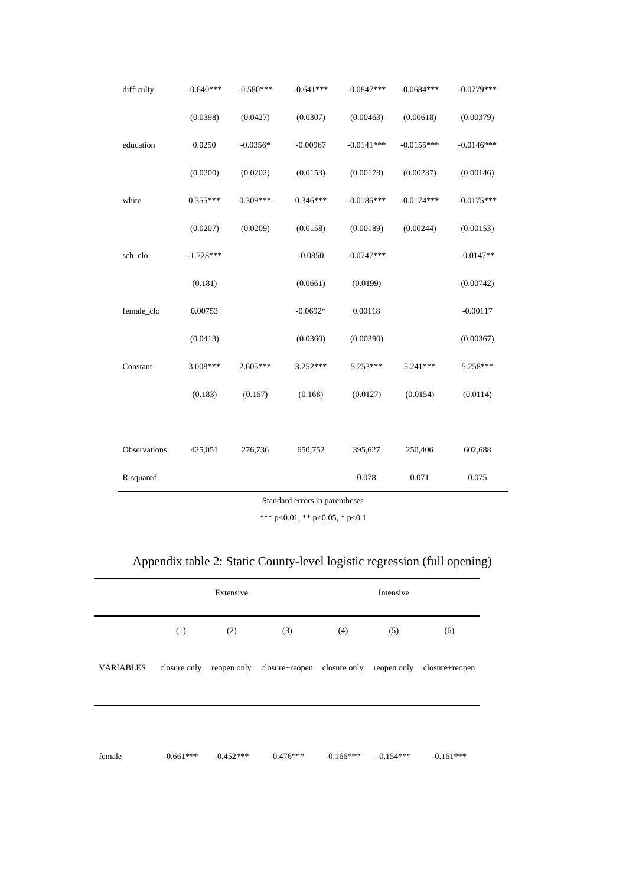| | | | | | | |
|---|---|---|---|---|---|---|
| difficulty | -0.640*** | -0.580*** | -0.641*** | -0.0847*** | -0.0684*** | -0.0779*** |
| | (0.0398) | (0.0427) | (0.0307) | (0.00463) | (0.00618) | (0.00379) |
| education | 0.0250 | -0.0356* | -0.00967 | -0.0141*** | -0.0155*** | -0.0146*** |
| | (0.0200) | (0.0202) | (0.0153) | (0.00178) | (0.00237) | (0.00146) |
| white | 0.355*** | 0.309*** | 0.346*** | -0.0186*** | -0.0174*** | -0.0175*** |
| | (0.0207) | (0.0209) | (0.0158) | (0.00189) | (0.00244) | (0.00153) |
| sch_clo | -1.728*** | | -0.0850 | -0.0747*** | | -0.0147** |
| | (0.181) | | (0.0661) | (0.0199) | | (0.00742) |
| female_clo | 0.00753 | | -0.0692* | 0.00118 | | -0.00117 |
| | (0.0413) | | (0.0360) | (0.00390) | | (0.00367) |
| Constant | 3.008*** | 2.605*** | 3.252*** | 5.253*** | 5.241*** | 5.258*** |
| | (0.183) | (0.167) | (0.168) | (0.0127) | (0.0154) | (0.0114) |
| Observations | 425,051 | 276,736 | 650,752 | 395,627 | 250,406 | 602,688 |
| R-squared | | | | 0.078 | 0.071 | 0.075 |

Standard errors in parentheses

*** p<0.01, ** p<0.05, * p<0.1

## Appendix table 2: Static County-level logistic regression (full opening)

| | Extensive | | | Intensive | | |
|---|---|---|---|---|---|---|
| | (1) | (2) | (3) | (4) | (5) | (6) |
| VARIABLES | closure only | reopen only | closure+reopen | closure only | reopen only | closure+reopen |
| female | -0.661*** | -0.452*** | -0.476*** | -0.166*** | -0.154*** | -0.161*** |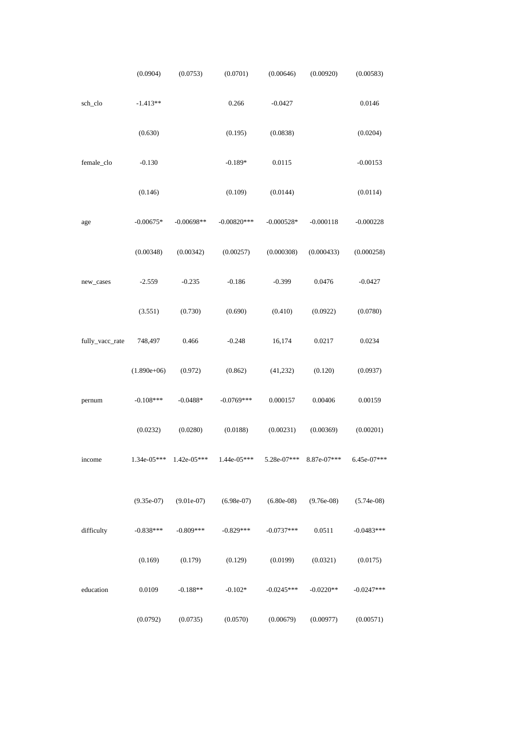| | | | | | | |
|---|---|---|---|---|---|---|
| | (0.0904) | (0.0753) | (0.0701) | (0.00646) | (0.00920) | (0.00583) |
| sch_clo | -1.413** | | 0.266 | -0.0427 | | 0.0146 |
| | (0.630) | | (0.195) | (0.0838) | | (0.0204) |
| female_clo | -0.130 | | -0.189* | 0.0115 | | -0.00153 |
| | (0.146) | | (0.109) | (0.0144) | | (0.0114) |
| age | -0.00675* | -0.00698** | -0.00820*** | -0.000528* | -0.000118 | -0.000228 |
| | (0.00348) | (0.00342) | (0.00257) | (0.000308) | (0.000433) | (0.000258) |
| new_cases | -2.559 | -0.235 | -0.186 | -0.399 | 0.0476 | -0.0427 |
| | (3.551) | (0.730) | (0.690) | (0.410) | (0.0922) | (0.0780) |
| fully_vacc_rate | 748,497 | 0.466 | -0.248 | 16,174 | 0.0217 | 0.0234 |
| | (1.890e+06) | (0.972) | (0.862) | (41,232) | (0.120) | (0.0937) |
| pernum | -0.108*** | -0.0488* | -0.0769*** | 0.000157 | 0.00406 | 0.00159 |
| | (0.0232) | (0.0280) | (0.0188) | (0.00231) | (0.00369) | (0.00201) |
| income | 1.34e-05*** | 1.42e-05*** | 1.44e-05*** | 5.28e-07*** | 8.87e-07*** | 6.45e-07*** |
| | (9.35e-07) | (9.01e-07) | (6.98e-07) | (6.80e-08) | (9.76e-08) | (5.74e-08) |
| difficulty | -0.838*** | -0.809*** | -0.829*** | -0.0737*** | 0.0511 | -0.0483*** |
| | (0.169) | (0.179) | (0.129) | (0.0199) | (0.0321) | (0.0175) |
| education | 0.0109 | -0.188** | -0.102* | -0.0245*** | -0.0220** | -0.0247*** |
| | (0.0792) | (0.0735) | (0.0570) | (0.00679) | (0.00977) | (0.00571) |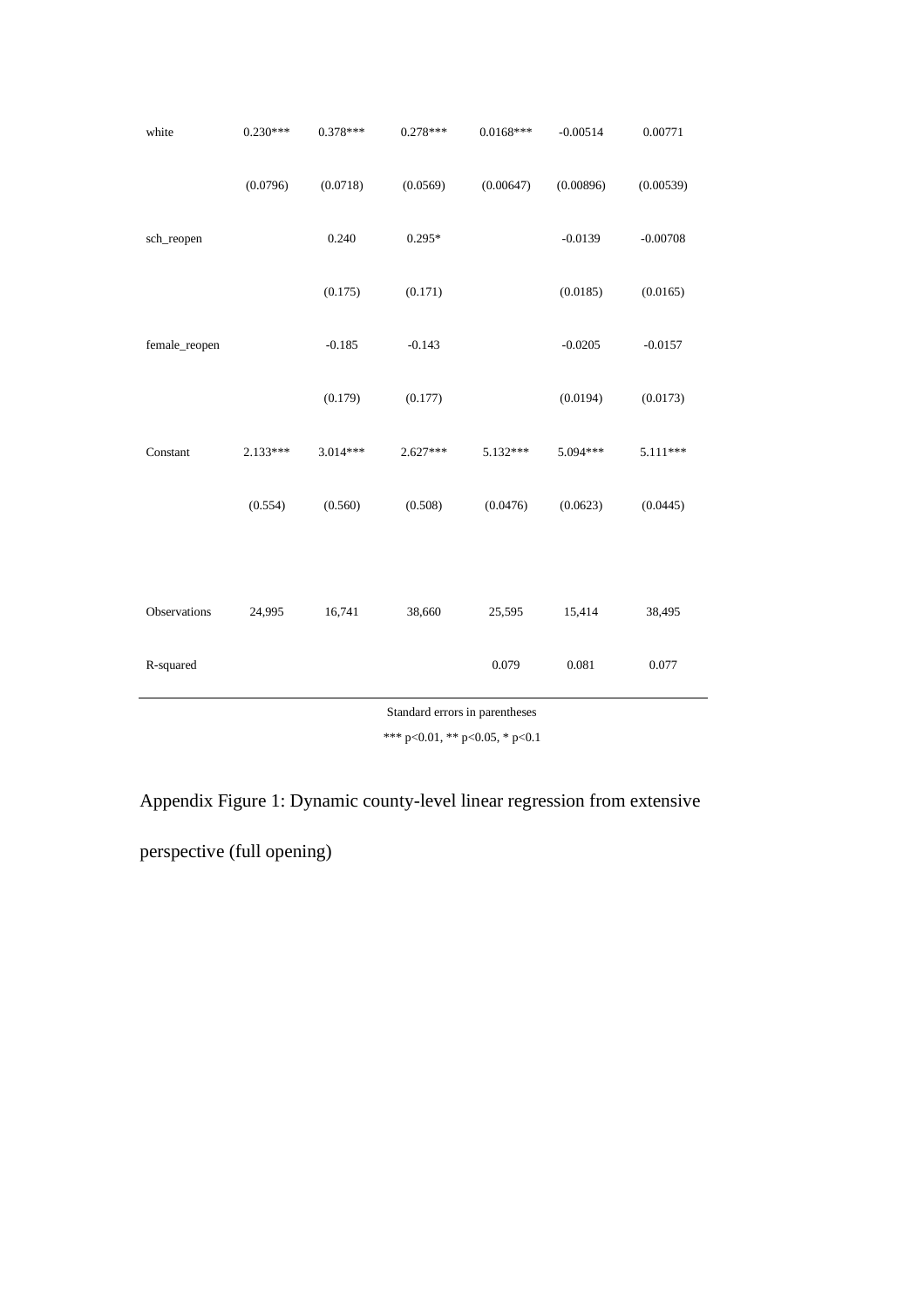| | | | | | | |
|---|---|---|---|---|---|---|
| white | 0.230*** | 0.378*** | 0.278*** | 0.0168*** | -0.00514 | 0.00771 |
| | (0.0796) | (0.0718) | (0.0569) | (0.00647) | (0.00896) | (0.00539) |
| sch_reopen | | 0.240 | 0.295* | | -0.0139 | -0.00708 |
| | | (0.175) | (0.171) | | (0.0185) | (0.0165) |
| female_reopen | | -0.185 | -0.143 | | -0.0205 | -0.0157 |
| | | (0.179) | (0.177) | | (0.0194) | (0.0173) |
| Constant | 2.133*** | 3.014*** | 2.627*** | 5.132*** | 5.094*** | 5.111*** |
| | (0.554) | (0.560) | (0.508) | (0.0476) | (0.0623) | (0.0445) |
| Observations | 24,995 | 16,741 | 38,660 | 25,595 | 15,414 | 38,495 |
| R-squared | | | | 0.079 | 0.081 | 0.077 |

Standard errors in parentheses

*** p<0.01, ** p<0.05, * p<0.1

Appendix Figure 1: Dynamic county-level linear regression from extensive perspective (full opening)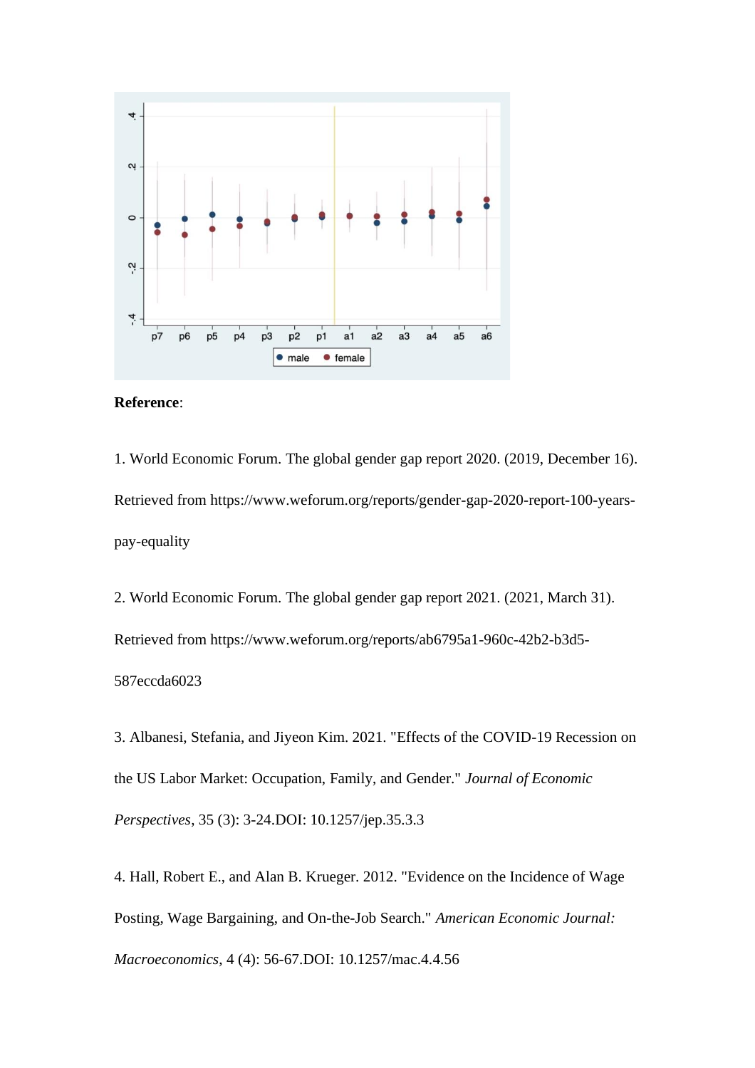**Reference**:

1. World Economic Forum. The global gender gap report 2020. (2019, December 16). Retrieved from https://www.weforum.org/reports/gender-gap-2020-report-100-years-pay-equality

2. World Economic Forum. The global gender gap report 2021. (2021, March 31). Retrieved from https://www.weforum.org/reports/ab6795a1-960c-42b2-b3d5-587eccda6023

3. Albanesi, Stefania, and Jiyeon Kim. 2021. "Effects of the COVID-19 Recession on the US Labor Market: Occupation, Family, and Gender." *Journal of Economic Perspectives*, 35 (3): 3-24.DOI: 10.1257/jep.35.3.3

4. Hall, Robert E., and Alan B. Krueger. 2012. "Evidence on the Incidence of Wage Posting, Wage Bargaining, and On-the-Job Search." *American Economic Journal: Macroeconomics*, 4 (4): 56-67.DOI: 10.1257/mac.4.4.56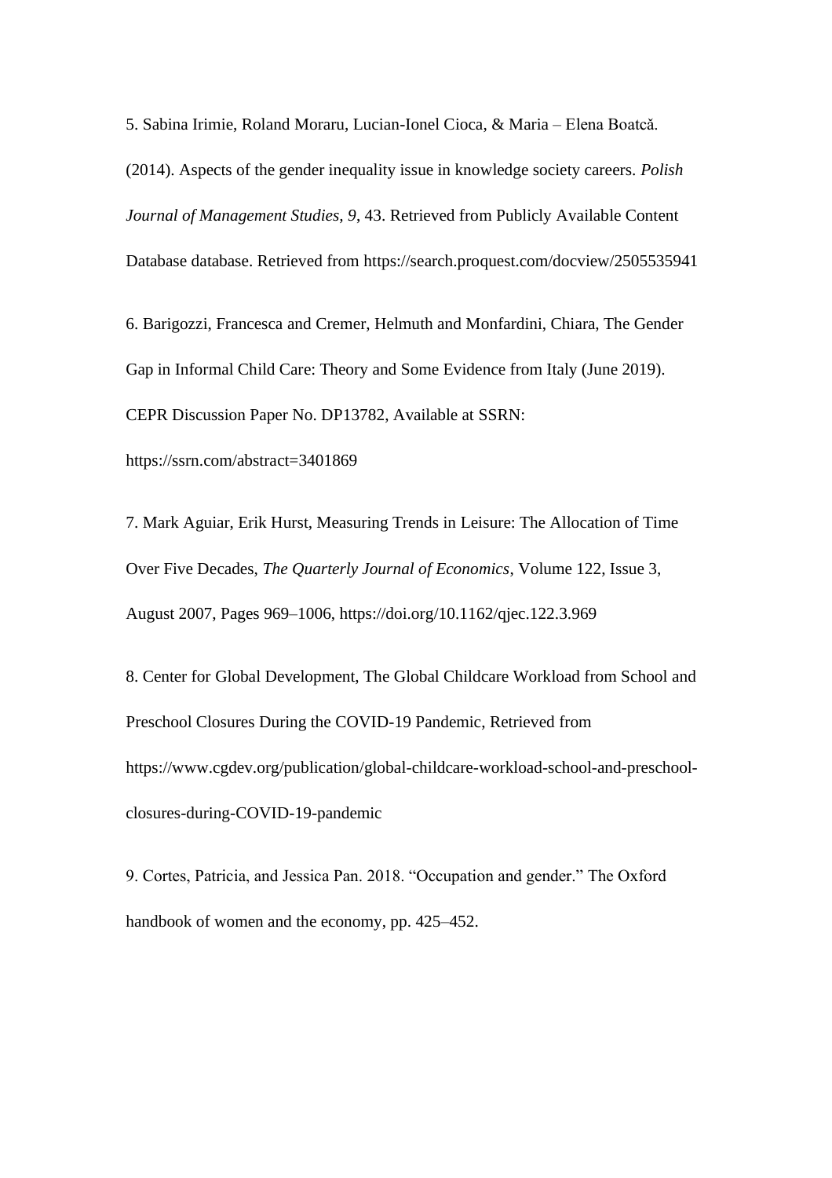5. Sabina Irimie, Roland Moraru, Lucian-Ionel Cioca, & Maria – Elena Boatcă. (2014). Aspects of the gender inequality issue in knowledge society careers. *Polish Journal of Management Studies*, *9*, 43. Retrieved from Publicly Available Content Database database. Retrieved from https://search.proquest.com/docview/2505535941

6. Barigozzi, Francesca and Cremer, Helmuth and Monfardini, Chiara, The Gender Gap in Informal Child Care: Theory and Some Evidence from Italy (June 2019). CEPR Discussion Paper No. DP13782, Available at SSRN: https://ssrn.com/abstract=3401869

7. Mark Aguiar, Erik Hurst, Measuring Trends in Leisure: The Allocation of Time Over Five Decades, *The Quarterly Journal of Economics*, Volume 122, Issue 3, August 2007, Pages 969–1006, https://doi.org/10.1162/qjec.122.3.969

8. Center for Global Development, The Global Childcare Workload from School and Preschool Closures During the COVID-19 Pandemic, Retrieved from https://www.cgdev.org/publication/global-childcare-workload-school-and-preschool-closures-during-COVID-19-pandemic

9. Cortes, Patricia, and Jessica Pan. 2018. "Occupation and gender." The Oxford handbook of women and the economy, pp. 425–452.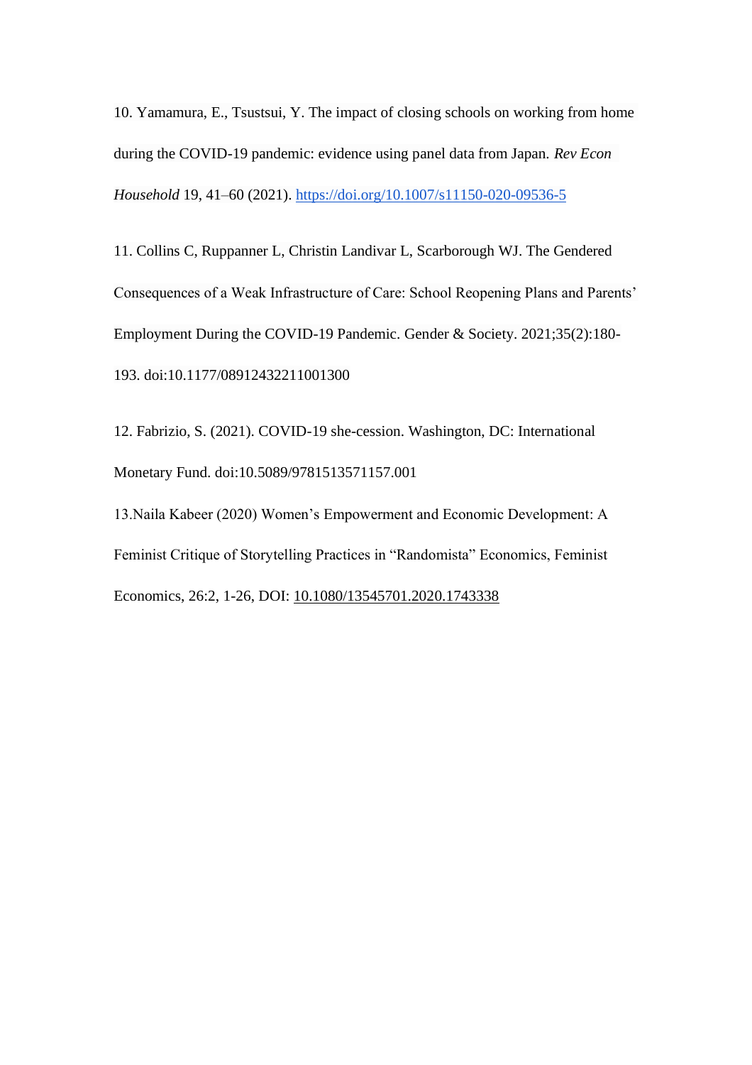10. Yamamura, E., Tsustsui, Y. The impact of closing schools on working from home during the COVID-19 pandemic: evidence using panel data from Japan. *Rev Econ Household* 19, 41–60 (2021). https://doi.org/10.1007/s11150-020-09536-5

11. Collins C, Ruppanner L, Christin Landivar L, Scarborough WJ. The Gendered Consequences of a Weak Infrastructure of Care: School Reopening Plans and Parents' Employment During the COVID-19 Pandemic. Gender & Society. 2021;35(2):180-193. doi:10.1177/08912432211001300

12. Fabrizio, S. (2021). COVID-19 she-cession. Washington, DC: International Monetary Fund. doi:10.5089/9781513571157.001

13.Naila Kabeer (2020) Women's Empowerment and Economic Development: A Feminist Critique of Storytelling Practices in "Randomista" Economics, Feminist Economics, 26:2, 1-26, DOI: 10.1080/13545701.2020.1743338